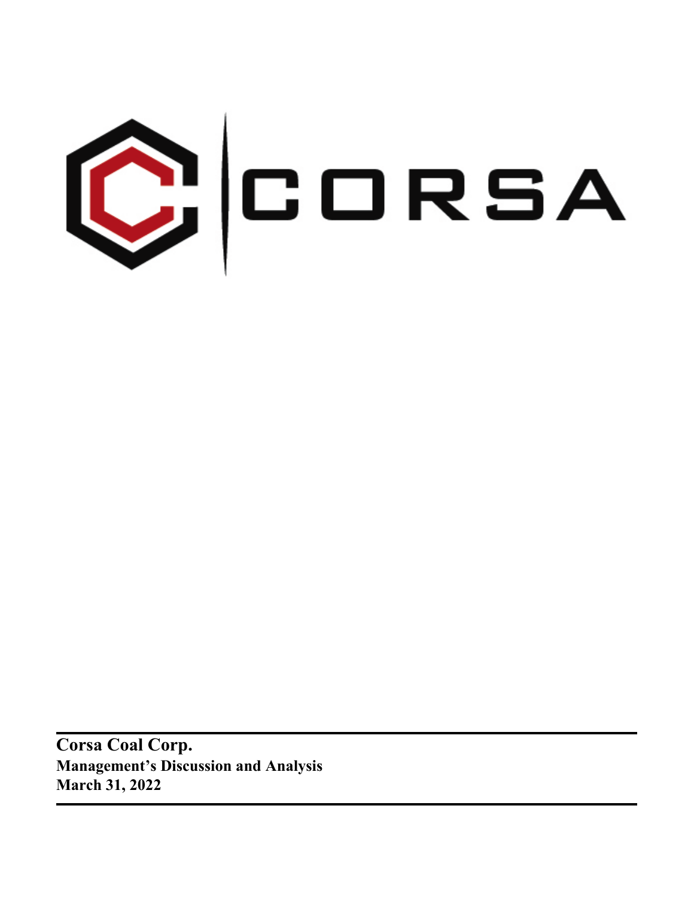CORSA

**Corsa Coal Corp.**
**Management's Discussion and Analysis**
**March 31, 2022**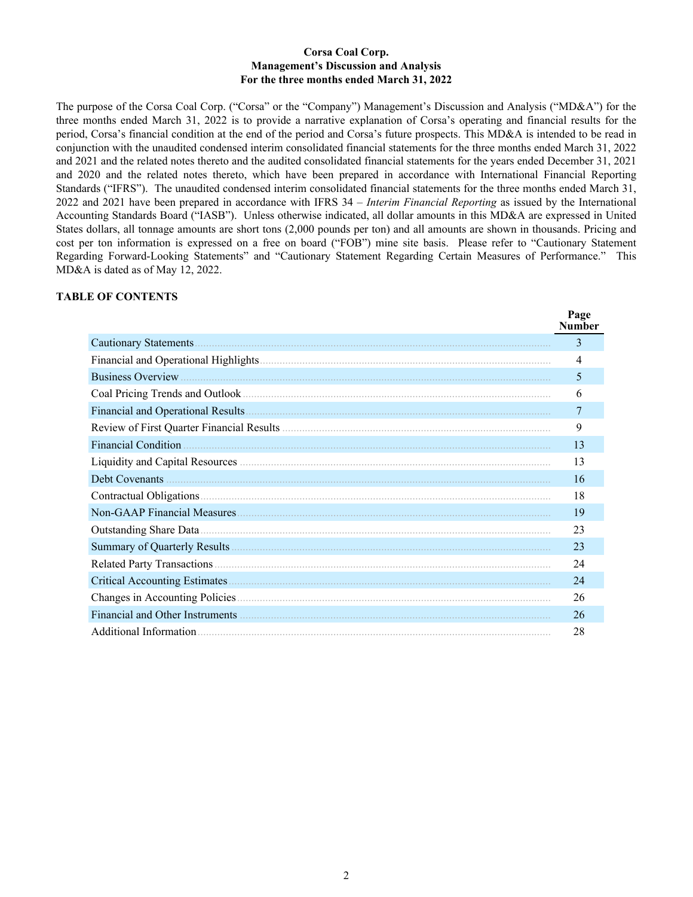**Corsa Coal Corp.**
**Management's Discussion and Analysis**
**For the three months ended March 31, 2022**

The purpose of the Corsa Coal Corp. ("Corsa" or the "Company") Management's Discussion and Analysis ("MD&A") for the three months ended March 31, 2022 is to provide a narrative explanation of Corsa's operating and financial results for the period, Corsa's financial condition at the end of the period and Corsa's future prospects. This MD&A is intended to be read in conjunction with the unaudited condensed interim consolidated financial statements for the three months ended March 31, 2022 and 2021 and the related notes thereto and the audited consolidated financial statements for the years ended December 31, 2021 and 2020 and the related notes thereto, which have been prepared in accordance with International Financial Reporting Standards ("IFRS"). The unaudited condensed interim consolidated financial statements for the three months ended March 31, 2022 and 2021 have been prepared in accordance with IFRS 34 – *Interim Financial Reporting* as issued by the International Accounting Standards Board ("IASB"). Unless otherwise indicated, all dollar amounts in this MD&A are expressed in United States dollars, all tonnage amounts are short tons (2,000 pounds per ton) and all amounts are shown in thousands. Pricing and cost per ton information is expressed on a free on board ("FOB") mine site basis. Please refer to "Cautionary Statement Regarding Forward-Looking Statements" and "Cautionary Statement Regarding Certain Measures of Performance." This MD&A is dated as of May 12, 2022.

**TABLE OF CONTENTS**

| | Page Number |
|---|---|
| Cautionary Statements | 3 |
| Financial and Operational Highlights | 4 |
| Business Overview | 5 |
| Coal Pricing Trends and Outlook | 6 |
| Financial and Operational Results | 7 |
| Review of First Quarter Financial Results | 9 |
| Financial Condition | 13 |
| Liquidity and Capital Resources | 13 |
| Debt Covenants | 16 |
| Contractual Obligations | 18 |
| Non-GAAP Financial Measures | 19 |
| Outstanding Share Data | 23 |
| Summary of Quarterly Results | 23 |
| Related Party Transactions | 24 |
| Critical Accounting Estimates | 24 |
| Changes in Accounting Policies | 26 |
| Financial and Other Instruments | 26 |
| Additional Information | 28 |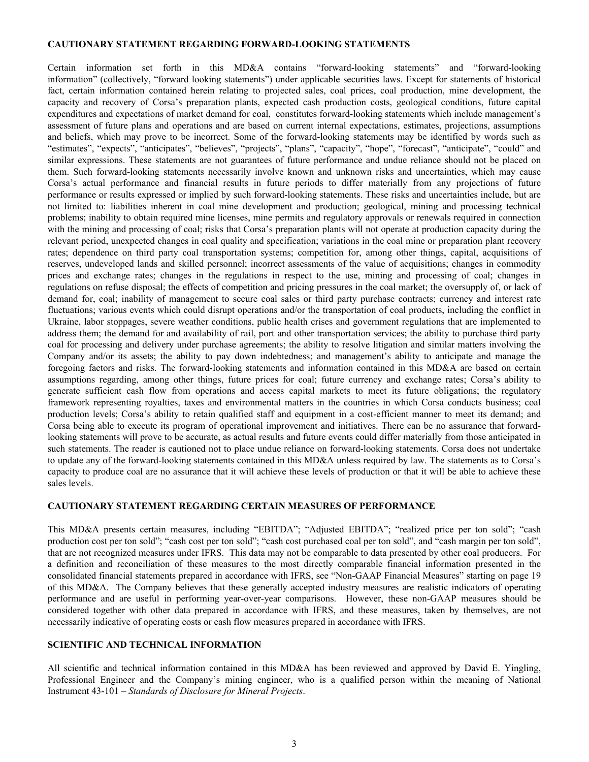## CAUTIONARY STATEMENT REGARDING FORWARD-LOOKING STATEMENTS

Certain information set forth in this MD&A contains "forward-looking statements" and "forward-looking information" (collectively, "forward looking statements") under applicable securities laws. Except for statements of historical fact, certain information contained herein relating to projected sales, coal prices, coal production, mine development, the capacity and recovery of Corsa's preparation plants, expected cash production costs, geological conditions, future capital expenditures and expectations of market demand for coal, constitutes forward-looking statements which include management's assessment of future plans and operations and are based on current internal expectations, estimates, projections, assumptions and beliefs, which may prove to be incorrect. Some of the forward-looking statements may be identified by words such as "estimates", "expects", "anticipates", "believes", "projects", "plans", "capacity", "hope", "forecast", "anticipate", "could" and similar expressions. These statements are not guarantees of future performance and undue reliance should not be placed on them. Such forward-looking statements necessarily involve known and unknown risks and uncertainties, which may cause Corsa's actual performance and financial results in future periods to differ materially from any projections of future performance or results expressed or implied by such forward-looking statements. These risks and uncertainties include, but are not limited to: liabilities inherent in coal mine development and production; geological, mining and processing technical problems; inability to obtain required mine licenses, mine permits and regulatory approvals or renewals required in connection with the mining and processing of coal; risks that Corsa's preparation plants will not operate at production capacity during the relevant period, unexpected changes in coal quality and specification; variations in the coal mine or preparation plant recovery rates; dependence on third party coal transportation systems; competition for, among other things, capital, acquisitions of reserves, undeveloped lands and skilled personnel; incorrect assessments of the value of acquisitions; changes in commodity prices and exchange rates; changes in the regulations in respect to the use, mining and processing of coal; changes in regulations on refuse disposal; the effects of competition and pricing pressures in the coal market; the oversupply of, or lack of demand for, coal; inability of management to secure coal sales or third party purchase contracts; currency and interest rate fluctuations; various events which could disrupt operations and/or the transportation of coal products, including the conflict in Ukraine, labor stoppages, severe weather conditions, public health crises and government regulations that are implemented to address them; the demand for and availability of rail, port and other transportation services; the ability to purchase third party coal for processing and delivery under purchase agreements; the ability to resolve litigation and similar matters involving the Company and/or its assets; the ability to pay down indebtedness; and management's ability to anticipate and manage the foregoing factors and risks. The forward-looking statements and information contained in this MD&A are based on certain assumptions regarding, among other things, future prices for coal; future currency and exchange rates; Corsa's ability to generate sufficient cash flow from operations and access capital markets to meet its future obligations; the regulatory framework representing royalties, taxes and environmental matters in the countries in which Corsa conducts business; coal production levels; Corsa's ability to retain qualified staff and equipment in a cost-efficient manner to meet its demand; and Corsa being able to execute its program of operational improvement and initiatives. There can be no assurance that forward-looking statements will prove to be accurate, as actual results and future events could differ materially from those anticipated in such statements. The reader is cautioned not to place undue reliance on forward-looking statements. Corsa does not undertake to update any of the forward-looking statements contained in this MD&A unless required by law. The statements as to Corsa's capacity to produce coal are no assurance that it will achieve these levels of production or that it will be able to achieve these sales levels.

## CAUTIONARY STATEMENT REGARDING CERTAIN MEASURES OF PERFORMANCE

This MD&A presents certain measures, including "EBITDA"; "Adjusted EBITDA"; "realized price per ton sold"; "cash production cost per ton sold"; "cash cost per ton sold"; "cash cost purchased coal per ton sold", and "cash margin per ton sold", that are not recognized measures under IFRS. This data may not be comparable to data presented by other coal producers. For a definition and reconciliation of these measures to the most directly comparable financial information presented in the consolidated financial statements prepared in accordance with IFRS, see "Non-GAAP Financial Measures" starting on page 19 of this MD&A. The Company believes that these generally accepted industry measures are realistic indicators of operating performance and are useful in performing year-over-year comparisons. However, these non-GAAP measures should be considered together with other data prepared in accordance with IFRS, and these measures, taken by themselves, are not necessarily indicative of operating costs or cash flow measures prepared in accordance with IFRS.

## SCIENTIFIC AND TECHNICAL INFORMATION

All scientific and technical information contained in this MD&A has been reviewed and approved by David E. Yingling, Professional Engineer and the Company's mining engineer, who is a qualified person within the meaning of National Instrument 43-101 – *Standards of Disclosure for Mineral Projects*.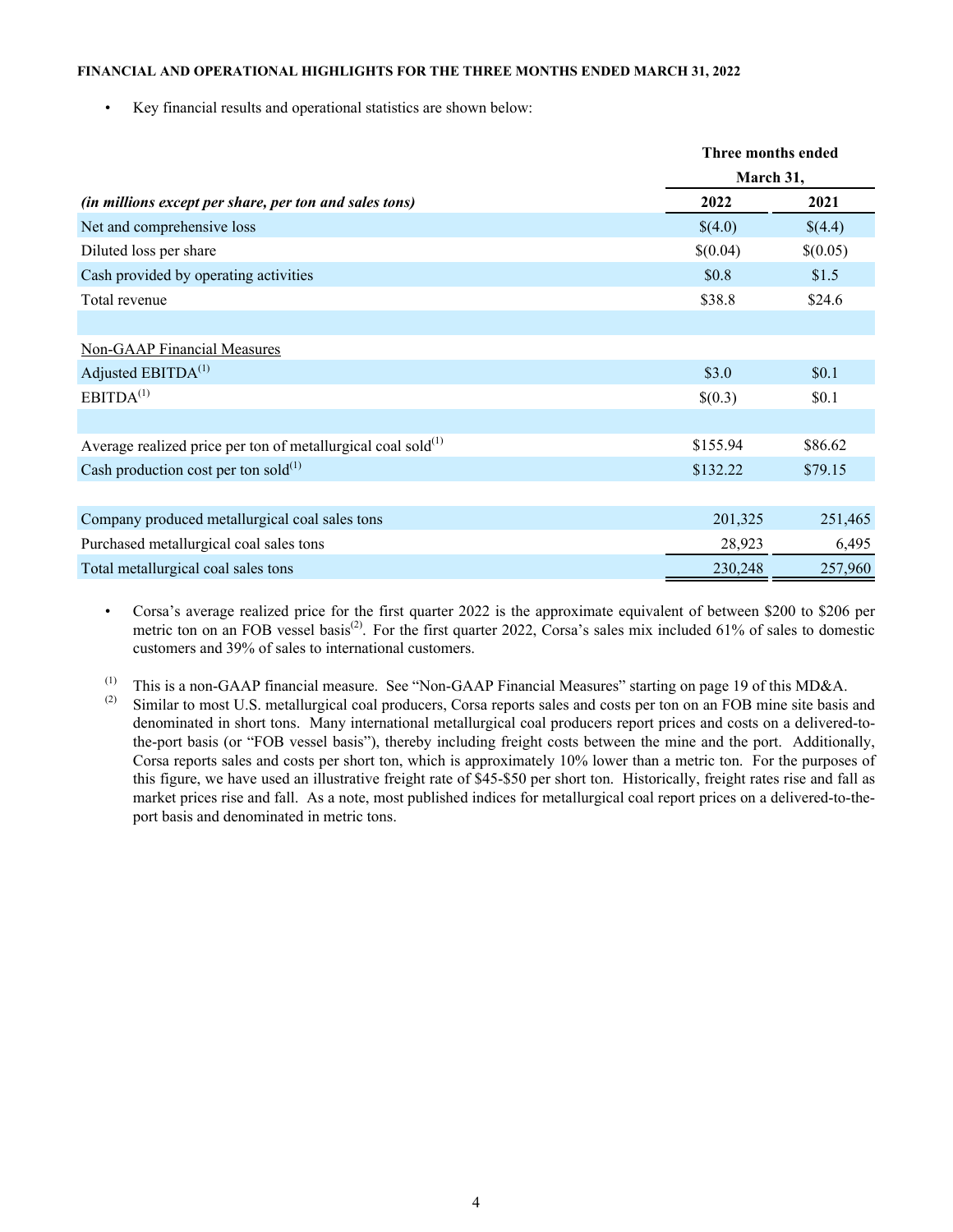**FINANCIAL AND OPERATIONAL HIGHLIGHTS FOR THE THREE MONTHS ENDED MARCH 31, 2022**

- Key financial results and operational statistics are shown below:

| | Three months ended March 31, | |
|---|---|---|
| ***(in millions except per share, per ton and sales tons)*** | **2022** | **2021** |
| Net and comprehensive loss | $(4.0) | $(4.4) |
| Diluted loss per share | $(0.04) | $(0.05) |
| Cash provided by operating activities | $0.8 | $1.5 |
| Total revenue | $38.8 | $24.6 |
| | | |
| Non-GAAP Financial Measures | | |
| Adjusted EBITDA[1] | $3.0 | $0.1 |
| EBITDA[1] | $(0.3) | $0.1 |
| | | |
| Average realized price per ton of metallurgical coal sold[1] | $155.94 | $86.62 |
| Cash production cost per ton sold[1] | $132.22 | $79.15 |
| | | |
| Company produced metallurgical coal sales tons | 201,325 | 251,465 |
| Purchased metallurgical coal sales tons | 28,923 | 6,495 |
| Total metallurgical coal sales tons | 230,248 | 257,960 |

- Corsa's average realized price for the first quarter 2022 is the approximate equivalent of between $200 to $206 per metric ton on an FOB vessel basis[2]. For the first quarter 2022, Corsa's sales mix included 61% of sales to domestic customers and 39% of sales to international customers.

(1) This is a non-GAAP financial measure. See "Non-GAAP Financial Measures" starting on page 19 of this MD&A.

(2) Similar to most U.S. metallurgical coal producers, Corsa reports sales and costs per ton on an FOB mine site basis and denominated in short tons. Many international metallurgical coal producers report prices and costs on a delivered-to-the-port basis (or "FOB vessel basis"), thereby including freight costs between the mine and the port. Additionally, Corsa reports sales and costs per short ton, which is approximately 10% lower than a metric ton. For the purposes of this figure, we have used an illustrative freight rate of $45-$50 per short ton. Historically, freight rates rise and fall as market prices rise and fall. As a note, most published indices for metallurgical coal report prices on a delivered-to-the-port basis and denominated in metric tons.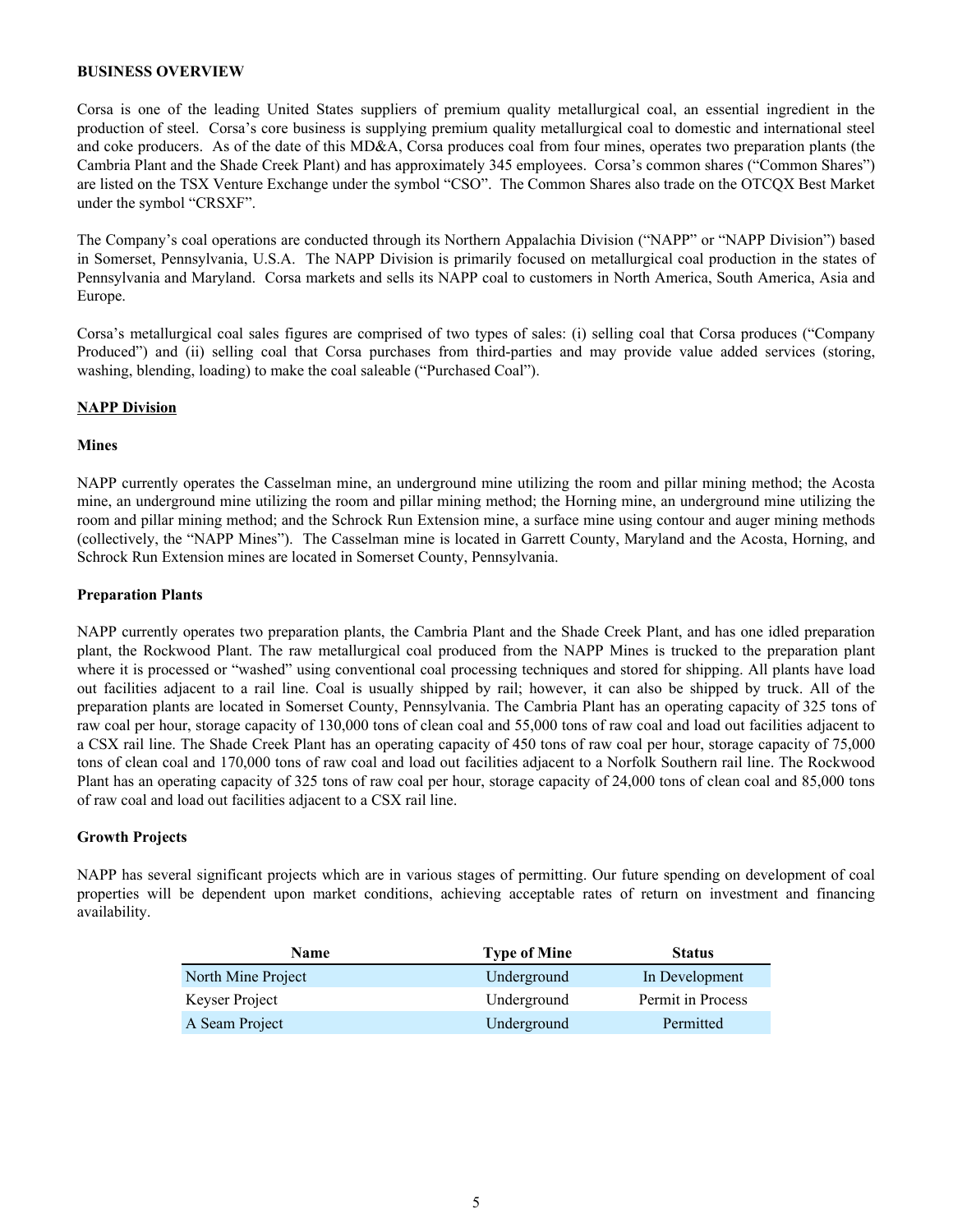**BUSINESS OVERVIEW**

Corsa is one of the leading United States suppliers of premium quality metallurgical coal, an essential ingredient in the production of steel. Corsa's core business is supplying premium quality metallurgical coal to domestic and international steel and coke producers. As of the date of this MD&A, Corsa produces coal from four mines, operates two preparation plants (the Cambria Plant and the Shade Creek Plant) and has approximately 345 employees. Corsa's common shares ("Common Shares") are listed on the TSX Venture Exchange under the symbol "CSO". The Common Shares also trade on the OTCQX Best Market under the symbol "CRSXF".

The Company's coal operations are conducted through its Northern Appalachia Division ("NAPP" or "NAPP Division") based in Somerset, Pennsylvania, U.S.A. The NAPP Division is primarily focused on metallurgical coal production in the states of Pennsylvania and Maryland. Corsa markets and sells its NAPP coal to customers in North America, South America, Asia and Europe.

Corsa's metallurgical coal sales figures are comprised of two types of sales: (i) selling coal that Corsa produces ("Company Produced") and (ii) selling coal that Corsa purchases from third-parties and may provide value added services (storing, washing, blending, loading) to make the coal saleable ("Purchased Coal").

**NAPP Division**

**Mines**

NAPP currently operates the Casselman mine, an underground mine utilizing the room and pillar mining method; the Acosta mine, an underground mine utilizing the room and pillar mining method; the Horning mine, an underground mine utilizing the room and pillar mining method; and the Schrock Run Extension mine, a surface mine using contour and auger mining methods (collectively, the "NAPP Mines"). The Casselman mine is located in Garrett County, Maryland and the Acosta, Horning, and Schrock Run Extension mines are located in Somerset County, Pennsylvania.

**Preparation Plants**

NAPP currently operates two preparation plants, the Cambria Plant and the Shade Creek Plant, and has one idled preparation plant, the Rockwood Plant. The raw metallurgical coal produced from the NAPP Mines is trucked to the preparation plant where it is processed or "washed" using conventional coal processing techniques and stored for shipping. All plants have load out facilities adjacent to a rail line. Coal is usually shipped by rail; however, it can also be shipped by truck. All of the preparation plants are located in Somerset County, Pennsylvania. The Cambria Plant has an operating capacity of 325 tons of raw coal per hour, storage capacity of 130,000 tons of clean coal and 55,000 tons of raw coal and load out facilities adjacent to a CSX rail line. The Shade Creek Plant has an operating capacity of 450 tons of raw coal per hour, storage capacity of 75,000 tons of clean coal and 170,000 tons of raw coal and load out facilities adjacent to a Norfolk Southern rail line. The Rockwood Plant has an operating capacity of 325 tons of raw coal per hour, storage capacity of 24,000 tons of clean coal and 85,000 tons of raw coal and load out facilities adjacent to a CSX rail line.

**Growth Projects**

NAPP has several significant projects which are in various stages of permitting. Our future spending on development of coal properties will be dependent upon market conditions, achieving acceptable rates of return on investment and financing availability.

| Name | Type of Mine | Status |
|---|---|---|
| North Mine Project | Underground | In Development |
| Keyser Project | Underground | Permit in Process |
| A Seam Project | Underground | Permitted |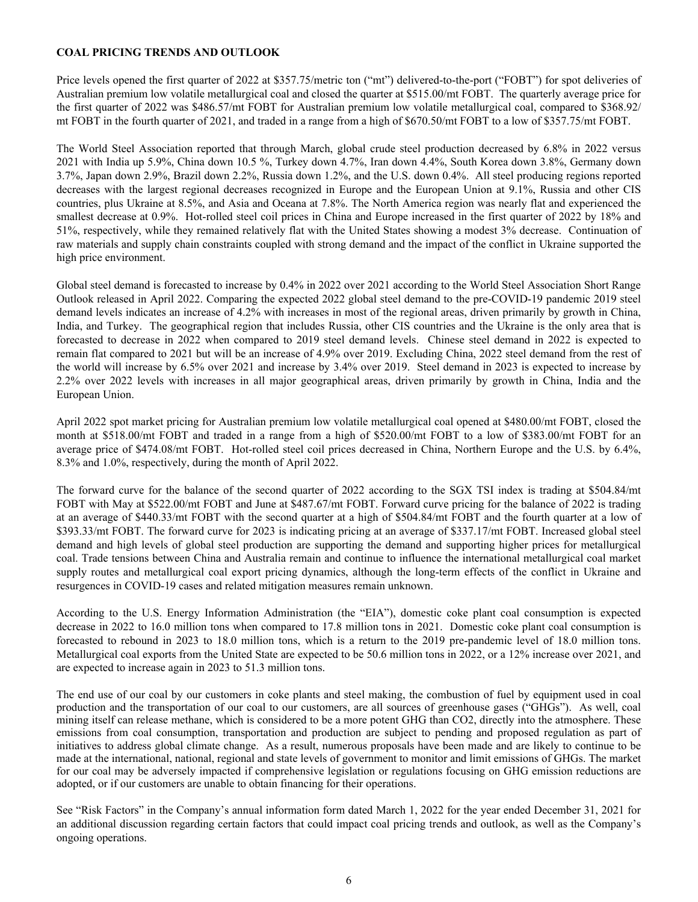**COAL PRICING TRENDS AND OUTLOOK**

Price levels opened the first quarter of 2022 at $357.75/metric ton ("mt") delivered-to-the-port ("FOBT") for spot deliveries of Australian premium low volatile metallurgical coal and closed the quarter at $515.00/mt FOBT. The quarterly average price for the first quarter of 2022 was $486.57/mt FOBT for Australian premium low volatile metallurgical coal, compared to $368.92/mt FOBT in the fourth quarter of 2021, and traded in a range from a high of $670.50/mt FOBT to a low of $357.75/mt FOBT.

The World Steel Association reported that through March, global crude steel production decreased by 6.8% in 2022 versus 2021 with India up 5.9%, China down 10.5 %, Turkey down 4.7%, Iran down 4.4%, South Korea down 3.8%, Germany down 3.7%, Japan down 2.9%, Brazil down 2.2%, Russia down 1.2%, and the U.S. down 0.4%. All steel producing regions reported decreases with the largest regional decreases recognized in Europe and the European Union at 9.1%, Russia and other CIS countries, plus Ukraine at 8.5%, and Asia and Oceana at 7.8%. The North America region was nearly flat and experienced the smallest decrease at 0.9%. Hot-rolled steel coil prices in China and Europe increased in the first quarter of 2022 by 18% and 51%, respectively, while they remained relatively flat with the United States showing a modest 3% decrease. Continuation of raw materials and supply chain constraints coupled with strong demand and the impact of the conflict in Ukraine supported the high price environment.

Global steel demand is forecasted to increase by 0.4% in 2022 over 2021 according to the World Steel Association Short Range Outlook released in April 2022. Comparing the expected 2022 global steel demand to the pre-COVID-19 pandemic 2019 steel demand levels indicates an increase of 4.2% with increases in most of the regional areas, driven primarily by growth in China, India, and Turkey. The geographical region that includes Russia, other CIS countries and the Ukraine is the only area that is forecasted to decrease in 2022 when compared to 2019 steel demand levels. Chinese steel demand in 2022 is expected to remain flat compared to 2021 but will be an increase of 4.9% over 2019. Excluding China, 2022 steel demand from the rest of the world will increase by 6.5% over 2021 and increase by 3.4% over 2019. Steel demand in 2023 is expected to increase by 2.2% over 2022 levels with increases in all major geographical areas, driven primarily by growth in China, India and the European Union.

April 2022 spot market pricing for Australian premium low volatile metallurgical coal opened at $480.00/mt FOBT, closed the month at $518.00/mt FOBT and traded in a range from a high of $520.00/mt FOBT to a low of $383.00/mt FOBT for an average price of $474.08/mt FOBT. Hot-rolled steel coil prices decreased in China, Northern Europe and the U.S. by 6.4%, 8.3% and 1.0%, respectively, during the month of April 2022.

The forward curve for the balance of the second quarter of 2022 according to the SGX TSI index is trading at $504.84/mt FOBT with May at $522.00/mt FOBT and June at $487.67/mt FOBT. Forward curve pricing for the balance of 2022 is trading at an average of $440.33/mt FOBT with the second quarter at a high of $504.84/mt FOBT and the fourth quarter at a low of $393.33/mt FOBT. The forward curve for 2023 is indicating pricing at an average of $337.17/mt FOBT. Increased global steel demand and high levels of global steel production are supporting the demand and supporting higher prices for metallurgical coal. Trade tensions between China and Australia remain and continue to influence the international metallurgical coal market supply routes and metallurgical coal export pricing dynamics, although the long-term effects of the conflict in Ukraine and resurgences in COVID-19 cases and related mitigation measures remain unknown.

According to the U.S. Energy Information Administration (the "EIA"), domestic coke plant coal consumption is expected decrease in 2022 to 16.0 million tons when compared to 17.8 million tons in 2021. Domestic coke plant coal consumption is forecasted to rebound in 2023 to 18.0 million tons, which is a return to the 2019 pre-pandemic level of 18.0 million tons. Metallurgical coal exports from the United State are expected to be 50.6 million tons in 2022, or a 12% increase over 2021, and are expected to increase again in 2023 to 51.3 million tons.

The end use of our coal by our customers in coke plants and steel making, the combustion of fuel by equipment used in coal production and the transportation of our coal to our customers, are all sources of greenhouse gases ("GHGs"). As well, coal mining itself can release methane, which is considered to be a more potent GHG than $CO_2$, directly into the atmosphere. These emissions from coal consumption, transportation and production are subject to pending and proposed regulation as part of initiatives to address global climate change. As a result, numerous proposals have been made and are likely to continue to be made at the international, national, regional and state levels of government to monitor and limit emissions of GHGs. The market for our coal may be adversely impacted if comprehensive legislation or regulations focusing on GHG emission reductions are adopted, or if our customers are unable to obtain financing for their operations.

See "Risk Factors" in the Company's annual information form dated March 1, 2022 for the year ended December 31, 2021 for an additional discussion regarding certain factors that could impact coal pricing trends and outlook, as well as the Company's ongoing operations.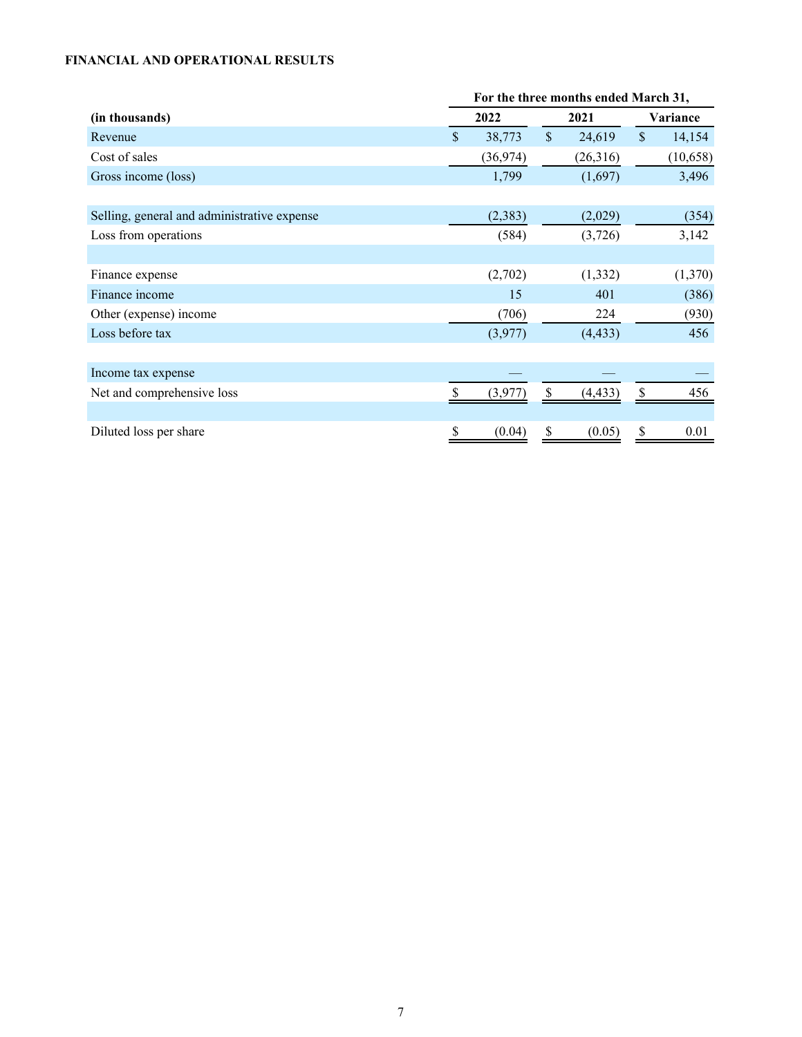**FINANCIAL AND OPERATIONAL RESULTS**

| | For the three months ended March 31, | | |
|---|---|---|---|
| **(in thousands)** | **2022** | **2021** | **Variance** |
| Revenue | $ 38,773 | $ 24,619 | $ 14,154 |
| Cost of sales | (36,974) | (26,316) | (10,658) |
| Gross income (loss) | 1,799 | (1,697) | 3,496 |
| | | | |
| Selling, general and administrative expense | (2,383) | (2,029) | (354) |
| Loss from operations | (584) | (3,726) | 3,142 |
| | | | |
| Finance expense | (2,702) | (1,332) | (1,370) |
| Finance income | 15 | 401 | (386) |
| Other (expense) income | (706) | 224 | (930) |
| Loss before tax | (3,977) | (4,433) | 456 |
| | | | |
| Income tax expense | — | — | — |
| Net and comprehensive loss | $ (3,977) | $ (4,433) | $ 456 |
| | | | |
| Diluted loss per share | $ (0.04) | $ (0.05) | $ 0.01 |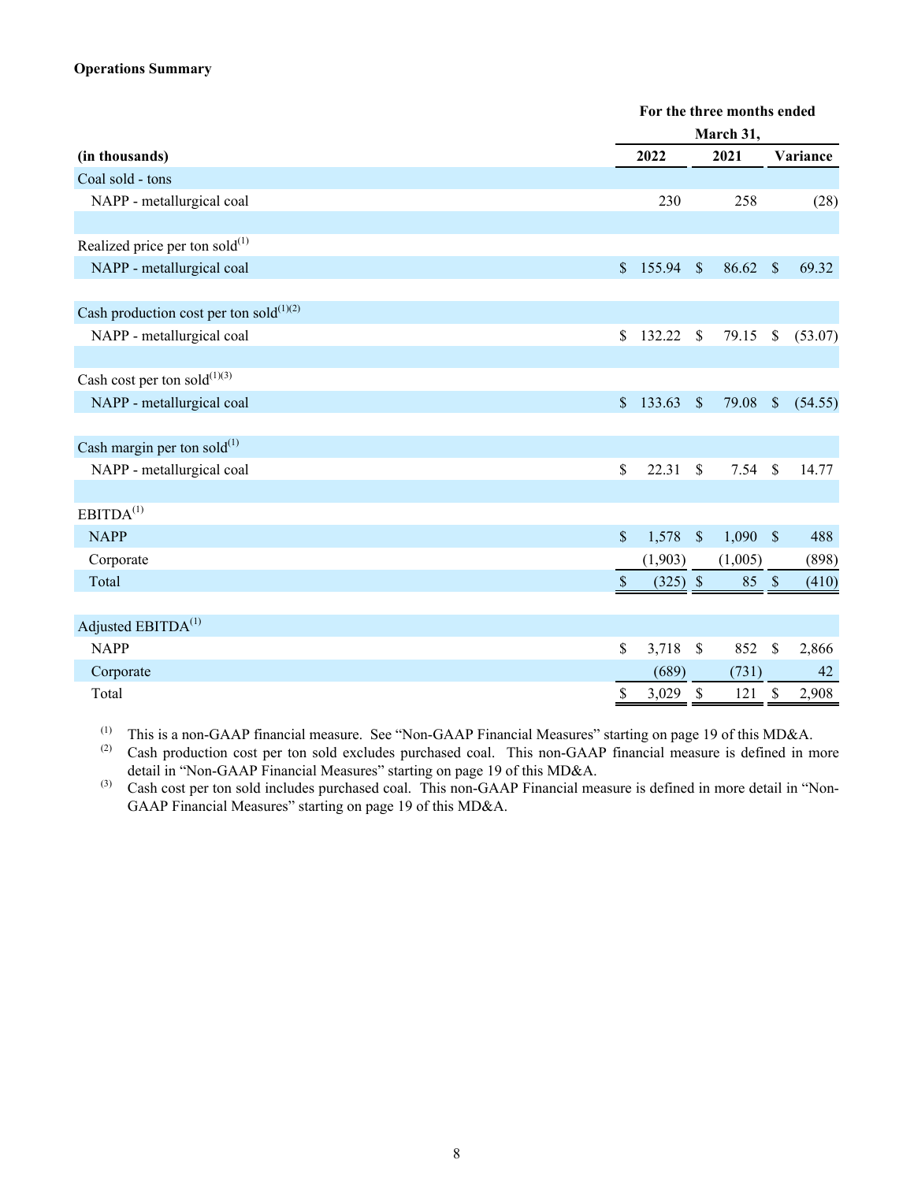**Operations Summary**

| (in thousands) | For the three months ended March 31, 2022 | 2021 | Variance |
|---|---|---|---|
| Coal sold - tons | | | |
| NAPP - metallurgical coal | 230 | 258 | (28) |
| | | | |
| Realized price per ton sold[1] | | | |
| NAPP - metallurgical coal | $ 155.94 | $ 86.62 | $ 69.32 |
| | | | |
| Cash production cost per ton sold[1][2] | | | |
| NAPP - metallurgical coal | $ 132.22 | $ 79.15 | $ (53.07) |
| | | | |
| Cash cost per ton sold[1][3] | | | |
| NAPP - metallurgical coal | $ 133.63 | $ 79.08 | $ (54.55) |
| | | | |
| Cash margin per ton sold[1] | | | |
| NAPP - metallurgical coal | $ 22.31 | $ 7.54 | $ 14.77 |
| | | | |
| EBITDA[1] | | | |
| NAPP | $ 1,578 | $ 1,090 | $ 488 |
| Corporate | (1,903) | (1,005) | (898) |
| Total | $ (325) | $ 85 | $ (410) |
| | | | |
| Adjusted EBITDA[1] | | | |
| NAPP | $ 3,718 | $ 852 | $ 2,866 |
| Corporate | (689) | (731) | 42 |
| Total | $ 3,029 | $ 121 | $ 2,908 |

[1] This is a non-GAAP financial measure. See "Non-GAAP Financial Measures" starting on page 19 of this MD&A.

[2] Cash production cost per ton sold excludes purchased coal. This non-GAAP financial measure is defined in more detail in "Non-GAAP Financial Measures" starting on page 19 of this MD&A.

[3] Cash cost per ton sold includes purchased coal. This non-GAAP Financial measure is defined in more detail in "Non-GAAP Financial Measures" starting on page 19 of this MD&A.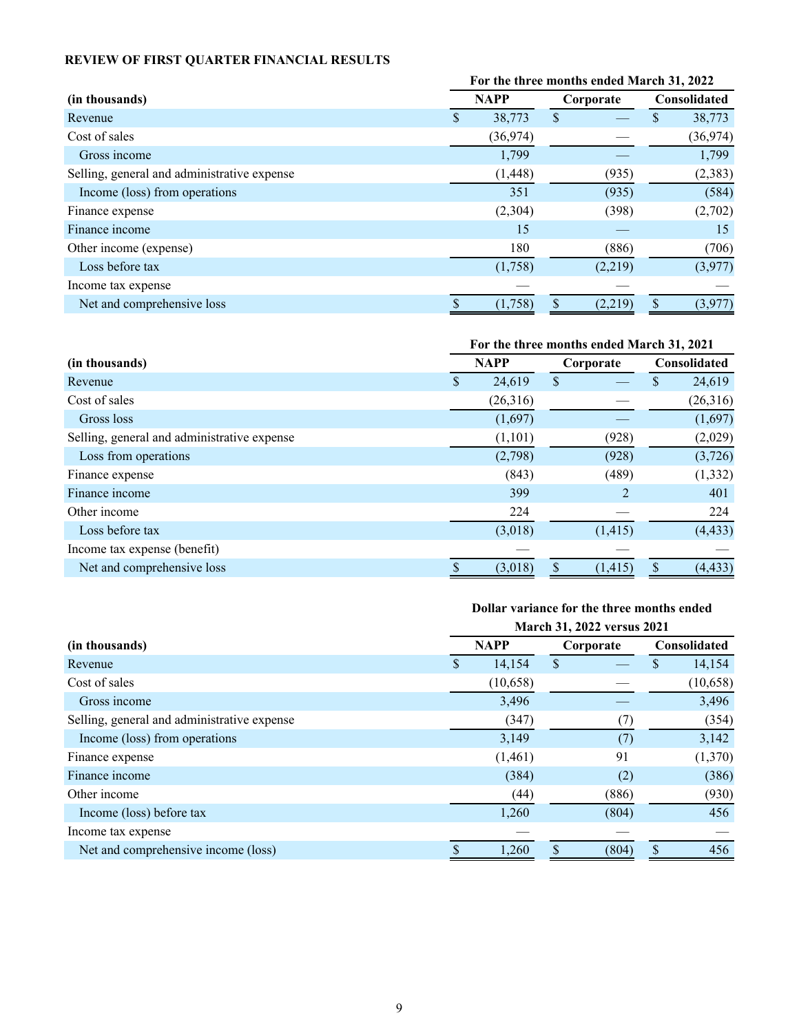**REVIEW OF FIRST QUARTER FINANCIAL RESULTS**

| (in thousands) | For the three months ended March 31, 2022 | | |
|---|---|---|---|
| | NAPP | Corporate | Consolidated |
| Revenue | $ 38,773 | $ — | $ 38,773 |
| Cost of sales | (36,974) | — | (36,974) |
| Gross income | 1,799 | — | 1,799 |
| Selling, general and administrative expense | (1,448) | (935) | (2,383) |
| Income (loss) from operations | 351 | (935) | (584) |
| Finance expense | (2,304) | (398) | (2,702) |
| Finance income | 15 | — | 15 |
| Other income (expense) | 180 | (886) | (706) |
| Loss before tax | (1,758) | (2,219) | (3,977) |
| Income tax expense | — | — | — |
| Net and comprehensive loss | $ (1,758) | $ (2,219) | $ (3,977) |

| (in thousands) | For the three months ended March 31, 2021 | | |
|---|---|---|---|
| | NAPP | Corporate | Consolidated |
| Revenue | $ 24,619 | $ — | $ 24,619 |
| Cost of sales | (26,316) | — | (26,316) |
| Gross loss | (1,697) | — | (1,697) |
| Selling, general and administrative expense | (1,101) | (928) | (2,029) |
| Loss from operations | (2,798) | (928) | (3,726) |
| Finance expense | (843) | (489) | (1,332) |
| Finance income | 399 | 2 | 401 |
| Other income | 224 | — | 224 |
| Loss before tax | (3,018) | (1,415) | (4,433) |
| Income tax expense (benefit) | — | — | — |
| Net and comprehensive loss | $ (3,018) | $ (1,415) | $ (4,433) |

| (in thousands) | Dollar variance for the three months ended March 31, 2022 versus 2021 | | |
|---|---|---|---|
| | NAPP | Corporate | Consolidated |
| Revenue | $ 14,154 | $ — | $ 14,154 |
| Cost of sales | (10,658) | — | (10,658) |
| Gross income | 3,496 | — | 3,496 |
| Selling, general and administrative expense | (347) | (7) | (354) |
| Income (loss) from operations | 3,149 | (7) | 3,142 |
| Finance expense | (1,461) | 91 | (1,370) |
| Finance income | (384) | (2) | (386) |
| Other income | (44) | (886) | (930) |
| Income (loss) before tax | 1,260 | (804) | 456 |
| Income tax expense | — | — | — |
| Net and comprehensive income (loss) | $ 1,260 | $ (804) | $ 456 |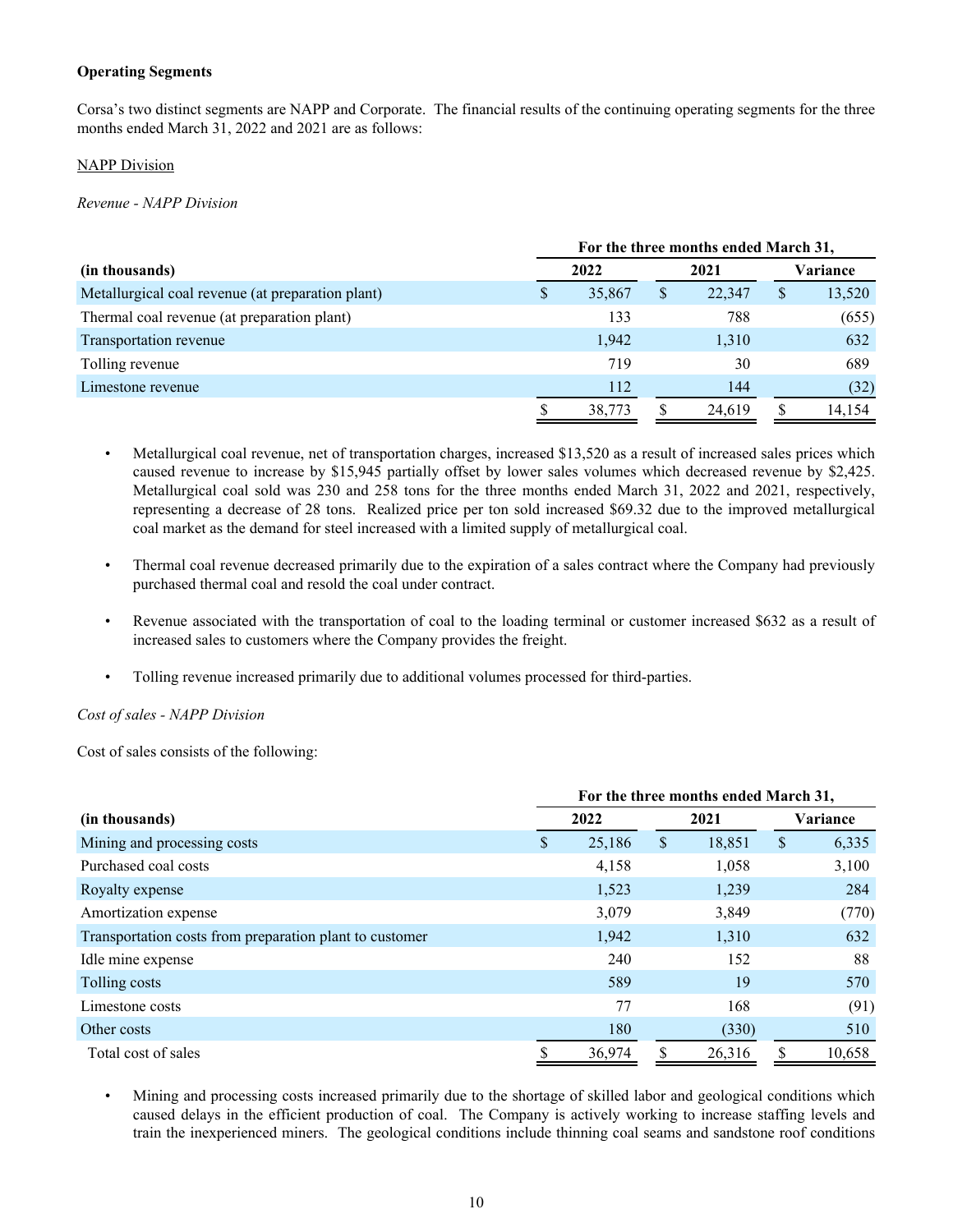**Operating Segments**

Corsa's two distinct segments are NAPP and Corporate. The financial results of the continuing operating segments for the three months ended March 31, 2022 and 2021 are as follows:

NAPP Division

*Revenue - NAPP Division*

| | For the three months ended March 31, | | |
|---|---|---|---|
| (in thousands) | 2022 | 2021 | Variance |
| Metallurgical coal revenue (at preparation plant) | $ 35,867 | $ 22,347 | $ 13,520 |
| Thermal coal revenue (at preparation plant) | 133 | 788 | (655) |
| Transportation revenue | 1,942 | 1,310 | 632 |
| Tolling revenue | 719 | 30 | 689 |
| Limestone revenue | 112 | 144 | (32) |
| | $ 38,773 | $ 24,619 | $ 14,154 |

- Metallurgical coal revenue, net of transportation charges, increased $13,520 as a result of increased sales prices which caused revenue to increase by $15,945 partially offset by lower sales volumes which decreased revenue by $2,425. Metallurgical coal sold was 230 and 258 tons for the three months ended March 31, 2022 and 2021, respectively, representing a decrease of 28 tons. Realized price per ton sold increased $69.32 due to the improved metallurgical coal market as the demand for steel increased with a limited supply of metallurgical coal.
- Thermal coal revenue decreased primarily due to the expiration of a sales contract where the Company had previously purchased thermal coal and resold the coal under contract.
- Revenue associated with the transportation of coal to the loading terminal or customer increased $632 as a result of increased sales to customers where the Company provides the freight.
- Tolling revenue increased primarily due to additional volumes processed for third-parties.

*Cost of sales - NAPP Division*

Cost of sales consists of the following:

| | For the three months ended March 31, | | |
|---|---|---|---|
| (in thousands) | 2022 | 2021 | Variance |
| Mining and processing costs | $ 25,186 | $ 18,851 | $ 6,335 |
| Purchased coal costs | 4,158 | 1,058 | 3,100 |
| Royalty expense | 1,523 | 1,239 | 284 |
| Amortization expense | 3,079 | 3,849 | (770) |
| Transportation costs from preparation plant to customer | 1,942 | 1,310 | 632 |
| Idle mine expense | 240 | 152 | 88 |
| Tolling costs | 589 | 19 | 570 |
| Limestone costs | 77 | 168 | (91) |
| Other costs | 180 | (330) | 510 |
| Total cost of sales | $ 36,974 | $ 26,316 | $ 10,658 |

- Mining and processing costs increased primarily due to the shortage of skilled labor and geological conditions which caused delays in the efficient production of coal. The Company is actively working to increase staffing levels and train the inexperienced miners. The geological conditions include thinning coal seams and sandstone roof conditions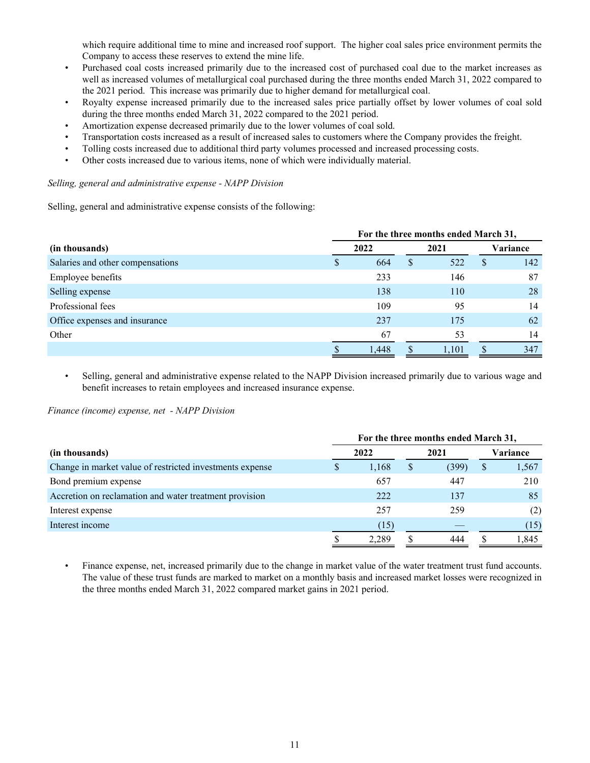which require additional time to mine and increased roof support. The higher coal sales price environment permits the Company to access these reserves to extend the mine life.

- Purchased coal costs increased primarily due to the increased cost of purchased coal due to the market increases as well as increased volumes of metallurgical coal purchased during the three months ended March 31, 2022 compared to the 2021 period. This increase was primarily due to higher demand for metallurgical coal.
- Royalty expense increased primarily due to the increased sales price partially offset by lower volumes of coal sold during the three months ended March 31, 2022 compared to the 2021 period.
- Amortization expense decreased primarily due to the lower volumes of coal sold.
- Transportation costs increased as a result of increased sales to customers where the Company provides the freight.
- Tolling costs increased due to additional third party volumes processed and increased processing costs.
- Other costs increased due to various items, none of which were individually material.

*Selling, general and administrative expense - NAPP Division*

Selling, general and administrative expense consists of the following:

| | For the three months ended March 31, | | |
|---|---|---|---|
| **(in thousands)** | **2022** | **2021** | **Variance** |
| Salaries and other compensations | $ 664 | $ 522 | $ 142 |
| Employee benefits | 233 | 146 | 87 |
| Selling expense | 138 | 110 | 28 |
| Professional fees | 109 | 95 | 14 |
| Office expenses and insurance | 237 | 175 | 62 |
| Other | 67 | 53 | 14 |
| | $ 1,448 | $ 1,101 | $ 347 |

- Selling, general and administrative expense related to the NAPP Division increased primarily due to various wage and benefit increases to retain employees and increased insurance expense.

*Finance (income) expense, net - NAPP Division*

| | For the three months ended March 31, | | |
|---|---|---|---|
| **(in thousands)** | **2022** | **2021** | **Variance** |
| Change in market value of restricted investments expense | $ 1,168 | $ (399) | $ 1,567 |
| Bond premium expense | 657 | 447 | 210 |
| Accretion on reclamation and water treatment provision | 222 | 137 | 85 |
| Interest expense | 257 | 259 | (2) |
| Interest income | (15) | — | (15) |
| | $ 2,289 | $ 444 | $ 1,845 |

- Finance expense, net, increased primarily due to the change in market value of the water treatment trust fund accounts. The value of these trust funds are marked to market on a monthly basis and increased market losses were recognized in the three months ended March 31, 2022 compared market gains in 2021 period.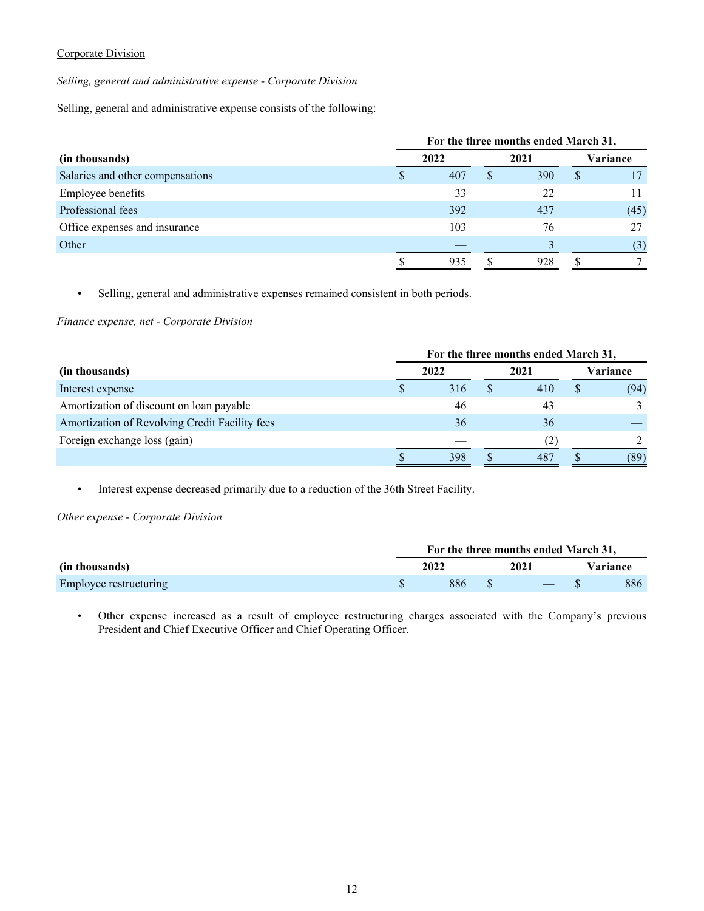Corporate Division

*Selling, general and administrative expense - Corporate Division*

Selling, general and administrative expense consists of the following:

| | For the three months ended March 31, | | |
|---|---|---|---|
| (in thousands) | 2022 | 2021 | Variance |
| Salaries and other compensations | $ 407 | $ 390 | $ 17 |
| Employee benefits | 33 | 22 | 11 |
| Professional fees | 392 | 437 | (45) |
| Office expenses and insurance | 103 | 76 | 27 |
| Other | — | 3 | (3) |
| | $ 935 | $ 928 | $ 7 |

- Selling, general and administrative expenses remained consistent in both periods.

*Finance expense, net - Corporate Division*

| | For the three months ended March 31, | | |
|---|---|---|---|
| (in thousands) | 2022 | 2021 | Variance |
| Interest expense | $ 316 | $ 410 | $ (94) |
| Amortization of discount on loan payable | 46 | 43 | 3 |
| Amortization of Revolving Credit Facility fees | 36 | 36 | — |
| Foreign exchange loss (gain) | — | (2) | 2 |
| | $ 398 | $ 487 | $ (89) |

- Interest expense decreased primarily due to a reduction of the 36th Street Facility.

*Other expense - Corporate Division*

| | For the three months ended March 31, | | |
|---|---|---|---|
| (in thousands) | 2022 | 2021 | Variance |
| Employee restructuring | $ 886 | $ — | $ 886 |

- Other expense increased as a result of employee restructuring charges associated with the Company's previous President and Chief Executive Officer and Chief Operating Officer.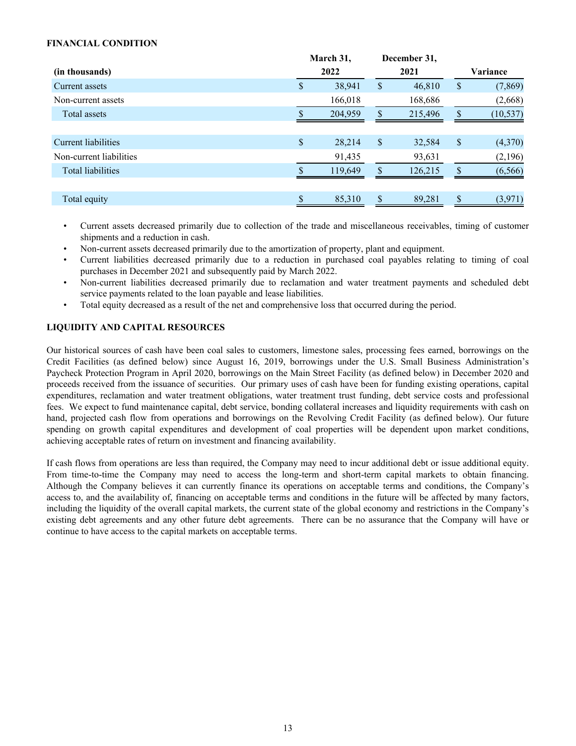**FINANCIAL CONDITION**

| (in thousands) | March 31, 2022 | December 31, 2021 | Variance |
|---|---|---|---|
| Current assets | $ 38,941 | $ 46,810 | $ (7,869) |
| Non-current assets | 166,018 | 168,686 | (2,668) |
| Total assets | $ 204,959 | $ 215,496 | $ (10,537) |
| | | | |
| Current liabilities | $ 28,214 | $ 32,584 | $ (4,370) |
| Non-current liabilities | 91,435 | 93,631 | (2,196) |
| Total liabilities | $ 119,649 | $ 126,215 | $ (6,566) |
| | | | |
| Total equity | $ 85,310 | $ 89,281 | $ (3,971) |

- Current assets decreased primarily due to collection of the trade and miscellaneous receivables, timing of customer shipments and a reduction in cash.
- Non-current assets decreased primarily due to the amortization of property, plant and equipment.
- Current liabilities decreased primarily due to a reduction in purchased coal payables relating to timing of coal purchases in December 2021 and subsequently paid by March 2022.
- Non-current liabilities decreased primarily due to reclamation and water treatment payments and scheduled debt service payments related to the loan payable and lease liabilities.
- Total equity decreased as a result of the net and comprehensive loss that occurred during the period.

**LIQUIDITY AND CAPITAL RESOURCES**

Our historical sources of cash have been coal sales to customers, limestone sales, processing fees earned, borrowings on the Credit Facilities (as defined below) since August 16, 2019, borrowings under the U.S. Small Business Administration's Paycheck Protection Program in April 2020, borrowings on the Main Street Facility (as defined below) in December 2020 and proceeds received from the issuance of securities. Our primary uses of cash have been for funding existing operations, capital expenditures, reclamation and water treatment obligations, water treatment trust funding, debt service costs and professional fees. We expect to fund maintenance capital, debt service, bonding collateral increases and liquidity requirements with cash on hand, projected cash flow from operations and borrowings on the Revolving Credit Facility (as defined below). Our future spending on growth capital expenditures and development of coal properties will be dependent upon market conditions, achieving acceptable rates of return on investment and financing availability.

If cash flows from operations are less than required, the Company may need to incur additional debt or issue additional equity. From time-to-time the Company may need to access the long-term and short-term capital markets to obtain financing. Although the Company believes it can currently finance its operations on acceptable terms and conditions, the Company's access to, and the availability of, financing on acceptable terms and conditions in the future will be affected by many factors, including the liquidity of the overall capital markets, the current state of the global economy and restrictions in the Company's existing debt agreements and any other future debt agreements. There can be no assurance that the Company will have or continue to have access to the capital markets on acceptable terms.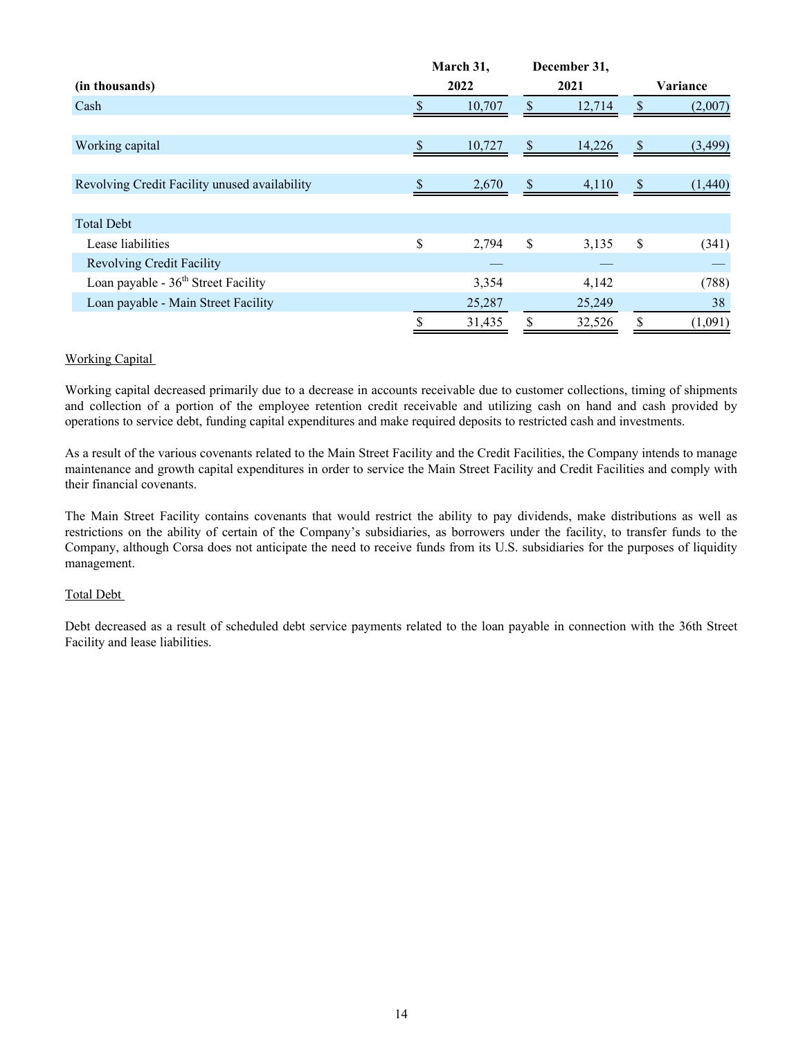| (in thousands) | March 31, 2022 | December 31, 2021 | Variance |
|---|---|---|---|
| Cash | $ 10,707 | $ 12,714 | $ (2,007) |
| Working capital | $ 10,727 | $ 14,226 | $ (3,499) |
| Revolving Credit Facility unused availability | $ 2,670 | $ 4,110 | $ (1,440) |
| Total Debt | | | |
| Lease liabilities | $ 2,794 | $ 3,135 | $ (341) |
| Revolving Credit Facility | — | — | — |
| Loan payable - 36th Street Facility | 3,354 | 4,142 | (788) |
| Loan payable - Main Street Facility | 25,287 | 25,249 | 38 |
| | $ 31,435 | $ 32,526 | $ (1,091) |

Working Capital

Working capital decreased primarily due to a decrease in accounts receivable due to customer collections, timing of shipments and collection of a portion of the employee retention credit receivable and utilizing cash on hand and cash provided by operations to service debt, funding capital expenditures and make required deposits to restricted cash and investments.

As a result of the various covenants related to the Main Street Facility and the Credit Facilities, the Company intends to manage maintenance and growth capital expenditures in order to service the Main Street Facility and Credit Facilities and comply with their financial covenants.

The Main Street Facility contains covenants that would restrict the ability to pay dividends, make distributions as well as restrictions on the ability of certain of the Company's subsidiaries, as borrowers under the facility, to transfer funds to the Company, although Corsa does not anticipate the need to receive funds from its U.S. subsidiaries for the purposes of liquidity management.

Total Debt

Debt decreased as a result of scheduled debt service payments related to the loan payable in connection with the 36th Street Facility and lease liabilities.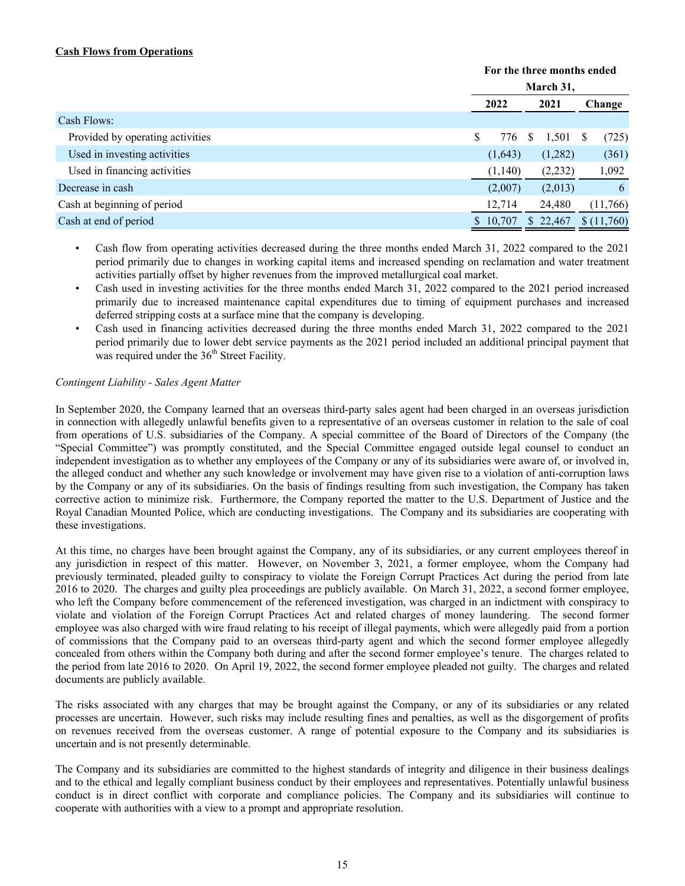**Cash Flows from Operations**

| | For the three months ended March 31, | | |
|---|---|---|---|
| | 2022 | 2021 | Change |
| Cash Flows: | | | |
| Provided by operating activities | $ 776 | $ 1,501 | $ (725) |
| Used in investing activities | (1,643) | (1,282) | (361) |
| Used in financing activities | (1,140) | (2,232) | 1,092 |
| Decrease in cash | (2,007) | (2,013) | 6 |
| Cash at beginning of period | 12,714 | 24,480 | (11,766) |
| Cash at end of period | $ 10,707 | $ 22,467 | $ (11,760) |

- Cash flow from operating activities decreased during the three months ended March 31, 2022 compared to the 2021 period primarily due to changes in working capital items and increased spending on reclamation and water treatment activities partially offset by higher revenues from the improved metallurgical coal market.
- Cash used in investing activities for the three months ended March 31, 2022 compared to the 2021 period increased primarily due to increased maintenance capital expenditures due to timing of equipment purchases and increased deferred stripping costs at a surface mine that the company is developing.
- Cash used in financing activities decreased during the three months ended March 31, 2022 compared to the 2021 period primarily due to lower debt service payments as the 2021 period included an additional principal payment that was required under the 36th Street Facility.

*Contingent Liability - Sales Agent Matter*

In September 2020, the Company learned that an overseas third-party sales agent had been charged in an overseas jurisdiction in connection with allegedly unlawful benefits given to a representative of an overseas customer in relation to the sale of coal from operations of U.S. subsidiaries of the Company. A special committee of the Board of Directors of the Company (the "Special Committee") was promptly constituted, and the Special Committee engaged outside legal counsel to conduct an independent investigation as to whether any employees of the Company or any of its subsidiaries were aware of, or involved in, the alleged conduct and whether any such knowledge or involvement may have given rise to a violation of anti-corruption laws by the Company or any of its subsidiaries. On the basis of findings resulting from such investigation, the Company has taken corrective action to minimize risk. Furthermore, the Company reported the matter to the U.S. Department of Justice and the Royal Canadian Mounted Police, which are conducting investigations. The Company and its subsidiaries are cooperating with these investigations.

At this time, no charges have been brought against the Company, any of its subsidiaries, or any current employees thereof in any jurisdiction in respect of this matter. However, on November 3, 2021, a former employee, whom the Company had previously terminated, pleaded guilty to conspiracy to violate the Foreign Corrupt Practices Act during the period from late 2016 to 2020. The charges and guilty plea proceedings are publicly available. On March 31, 2022, a second former employee, who left the Company before commencement of the referenced investigation, was charged in an indictment with conspiracy to violate and violation of the Foreign Corrupt Practices Act and related charges of money laundering. The second former employee was also charged with wire fraud relating to his receipt of illegal payments, which were allegedly paid from a portion of commissions that the Company paid to an overseas third-party agent and which the second former employee allegedly concealed from others within the Company both during and after the second former employee's tenure. The charges related to the period from late 2016 to 2020. On April 19, 2022, the second former employee pleaded not guilty. The charges and related documents are publicly available.

The risks associated with any charges that may be brought against the Company, or any of its subsidiaries or any related processes are uncertain. However, such risks may include resulting fines and penalties, as well as the disgorgement of profits on revenues received from the overseas customer. A range of potential exposure to the Company and its subsidiaries is uncertain and is not presently determinable.

The Company and its subsidiaries are committed to the highest standards of integrity and diligence in their business dealings and to the ethical and legally compliant business conduct by their employees and representatives. Potentially unlawful business conduct is in direct conflict with corporate and compliance policies. The Company and its subsidiaries will continue to cooperate with authorities with a view to a prompt and appropriate resolution.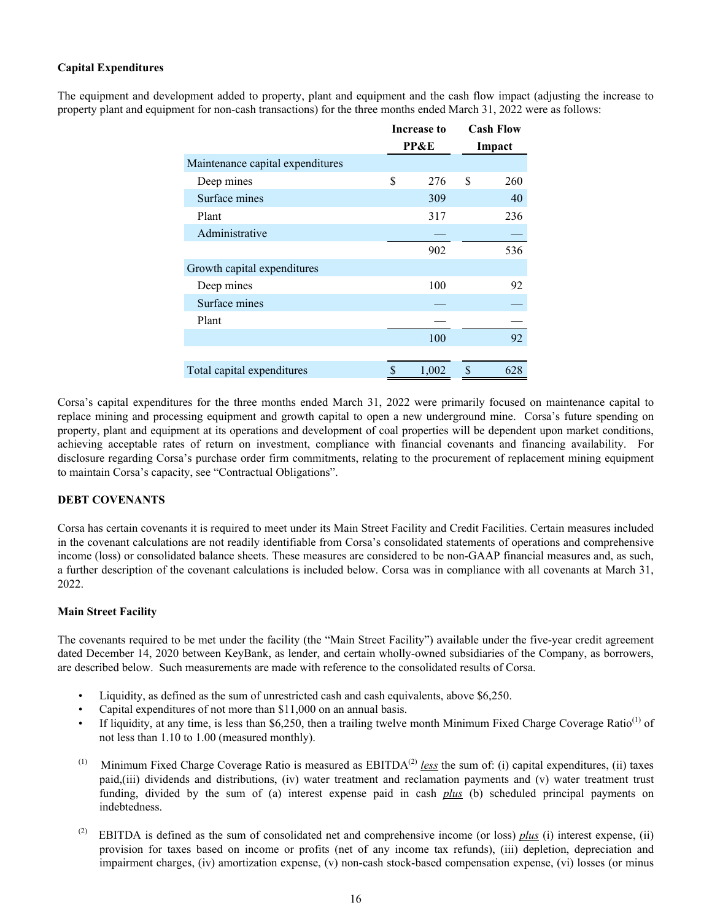**Capital Expenditures**

The equipment and development added to property, plant and equipment and the cash flow impact (adjusting the increase to property plant and equipment for non-cash transactions) for the three months ended March 31, 2022 were as follows:

| | Increase to PP&E | Cash Flow Impact |
|---|---|---|
| Maintenance capital expenditures | | |
| Deep mines | $ 276 | $ 260 |
| Surface mines | 309 | 40 |
| Plant | 317 | 236 |
| Administrative | — | — |
| | 902 | 536 |
| Growth capital expenditures | | |
| Deep mines | 100 | 92 |
| Surface mines | — | — |
| Plant | — | — |
| | 100 | 92 |
| Total capital expenditures | $ 1,002 | $ 628 |

Corsa's capital expenditures for the three months ended March 31, 2022 were primarily focused on maintenance capital to replace mining and processing equipment and growth capital to open a new underground mine. Corsa's future spending on property, plant and equipment at its operations and development of coal properties will be dependent upon market conditions, achieving acceptable rates of return on investment, compliance with financial covenants and financing availability. For disclosure regarding Corsa's purchase order firm commitments, relating to the procurement of replacement mining equipment to maintain Corsa's capacity, see "Contractual Obligations".

**DEBT COVENANTS**

Corsa has certain covenants it is required to meet under its Main Street Facility and Credit Facilities. Certain measures included in the covenant calculations are not readily identifiable from Corsa's consolidated statements of operations and comprehensive income (loss) or consolidated balance sheets. These measures are considered to be non-GAAP financial measures and, as such, a further description of the covenant calculations is included below. Corsa was in compliance with all covenants at March 31, 2022.

**Main Street Facility**

The covenants required to be met under the facility (the "Main Street Facility") available under the five-year credit agreement dated December 14, 2020 between KeyBank, as lender, and certain wholly-owned subsidiaries of the Company, as borrowers, are described below. Such measurements are made with reference to the consolidated results of Corsa.

- Liquidity, as defined as the sum of unrestricted cash and cash equivalents, above $6,250.
- Capital expenditures of not more than $11,000 on an annual basis.
- If liquidity, at any time, is less than $6,250, then a trailing twelve month Minimum Fixed Charge Coverage Ratio[1] of not less than 1.10 to 1.00 (measured monthly).

(1) Minimum Fixed Charge Coverage Ratio is measured as EBITDA[2] *less* the sum of: (i) capital expenditures, (ii) taxes paid,(iii) dividends and distributions, (iv) water treatment and reclamation payments and (v) water treatment trust funding, divided by the sum of (a) interest expense paid in cash *plus* (b) scheduled principal payments on indebtedness.

(2) EBITDA is defined as the sum of consolidated net and comprehensive income (or loss) *plus* (i) interest expense, (ii) provision for taxes based on income or profits (net of any income tax refunds), (iii) depletion, depreciation and impairment charges, (iv) amortization expense, (v) non-cash stock-based compensation expense, (vi) losses (or minus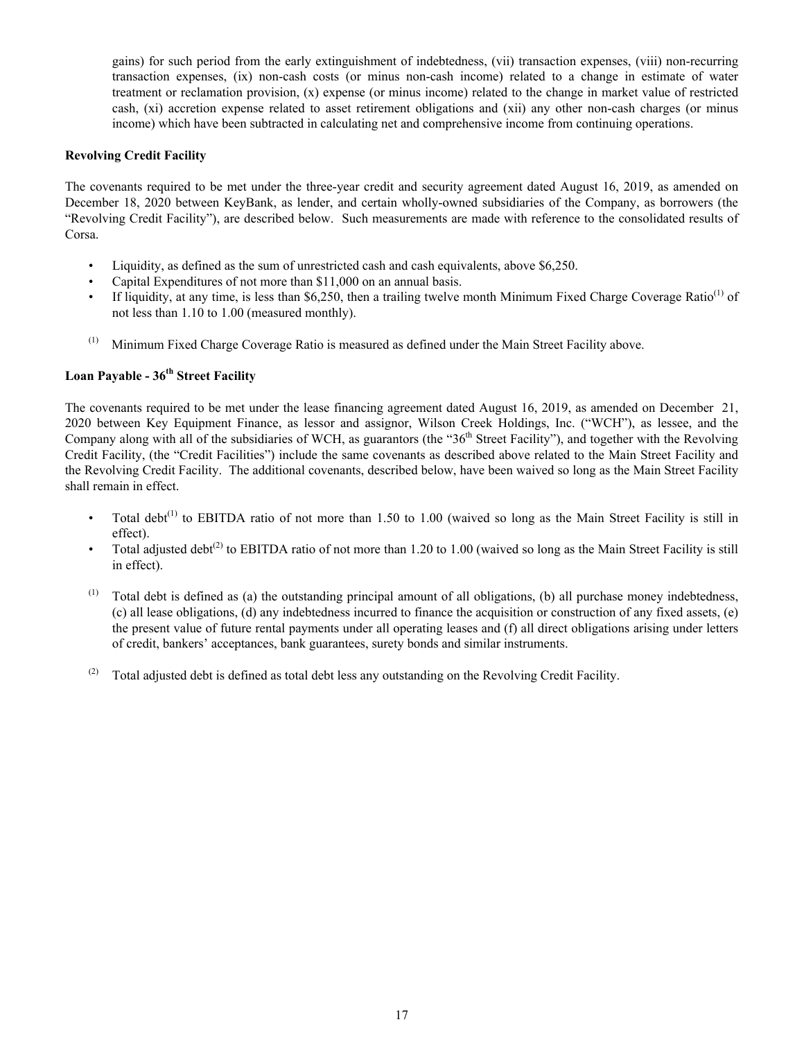gains) for such period from the early extinguishment of indebtedness, (vii) transaction expenses, (viii) non-recurring transaction expenses, (ix) non-cash costs (or minus non-cash income) related to a change in estimate of water treatment or reclamation provision, (x) expense (or minus income) related to the change in market value of restricted cash, (xi) accretion expense related to asset retirement obligations and (xii) any other non-cash charges (or minus income) which have been subtracted in calculating net and comprehensive income from continuing operations.

**Revolving Credit Facility**

The covenants required to be met under the three-year credit and security agreement dated August 16, 2019, as amended on December 18, 2020 between KeyBank, as lender, and certain wholly-owned subsidiaries of the Company, as borrowers (the "Revolving Credit Facility"), are described below. Such measurements are made with reference to the consolidated results of Corsa.

- Liquidity, as defined as the sum of unrestricted cash and cash equivalents, above $6,250.
- Capital Expenditures of not more than $11,000 on an annual basis.
- If liquidity, at any time, is less than $6,250, then a trailing twelve month Minimum Fixed Charge Coverage Ratio(1) of not less than 1.10 to 1.00 (measured monthly).

(1) Minimum Fixed Charge Coverage Ratio is measured as defined under the Main Street Facility above.

**Loan Payable - 36th Street Facility**

The covenants required to be met under the lease financing agreement dated August 16, 2019, as amended on December 21, 2020 between Key Equipment Finance, as lessor and assignor, Wilson Creek Holdings, Inc. ("WCH"), as lessee, and the Company along with all of the subsidiaries of WCH, as guarantors (the "36th Street Facility"), and together with the Revolving Credit Facility, (the "Credit Facilities") include the same covenants as described above related to the Main Street Facility and the Revolving Credit Facility. The additional covenants, described below, have been waived so long as the Main Street Facility shall remain in effect.

- Total debt(1) to EBITDA ratio of not more than 1.50 to 1.00 (waived so long as the Main Street Facility is still in effect).
- Total adjusted debt(2) to EBITDA ratio of not more than 1.20 to 1.00 (waived so long as the Main Street Facility is still in effect).

(1) Total debt is defined as (a) the outstanding principal amount of all obligations, (b) all purchase money indebtedness, (c) all lease obligations, (d) any indebtedness incurred to finance the acquisition or construction of any fixed assets, (e) the present value of future rental payments under all operating leases and (f) all direct obligations arising under letters of credit, bankers' acceptances, bank guarantees, surety bonds and similar instruments.

(2) Total adjusted debt is defined as total debt less any outstanding on the Revolving Credit Facility.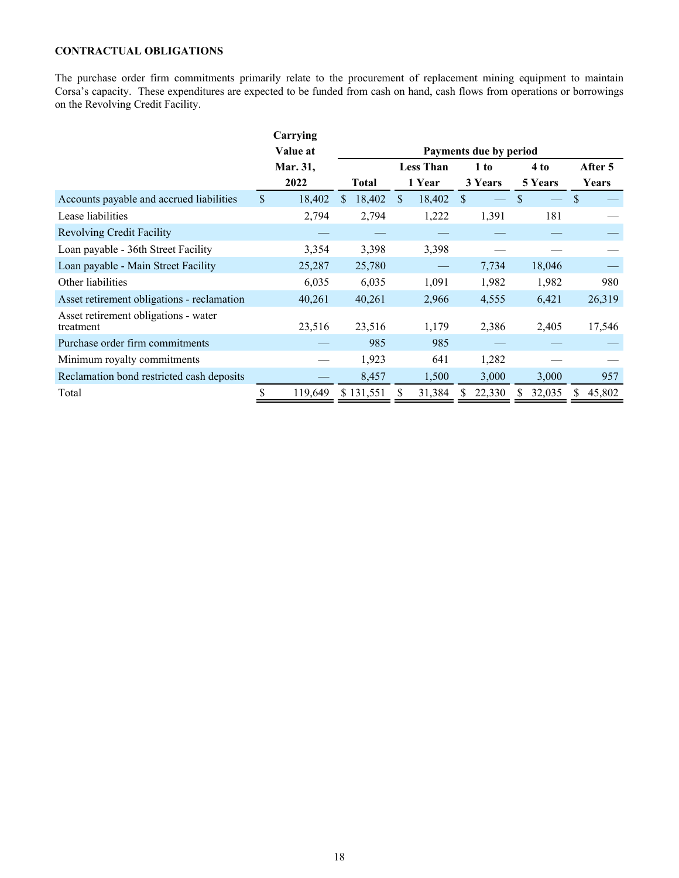**CONTRACTUAL OBLIGATIONS**

The purchase order firm commitments primarily relate to the procurement of replacement mining equipment to maintain Corsa's capacity. These expenditures are expected to be funded from cash on hand, cash flows from operations or borrowings on the Revolving Credit Facility.

| | Carrying Value at Mar. 31, 2022 | Payments due by period | | | | |
|---|---|---|---|---|---|---|
| | | Total | Less Than 1 Year | 1 to 3 Years | 4 to 5 Years | After 5 Years |
| Accounts payable and accrued liabilities | $ 18,402 | $ 18,402 | $ 18,402 | $ — | $ — | $ — |
| Lease liabilities | 2,794 | 2,794 | 1,222 | 1,391 | 181 | — |
| Revolving Credit Facility | — | — | — | — | — | — |
| Loan payable - 36th Street Facility | 3,354 | 3,398 | 3,398 | — | — | — |
| Loan payable - Main Street Facility | 25,287 | 25,780 | — | 7,734 | 18,046 | — |
| Other liabilities | 6,035 | 6,035 | 1,091 | 1,982 | 1,982 | 980 |
| Asset retirement obligations - reclamation | 40,261 | 40,261 | 2,966 | 4,555 | 6,421 | 26,319 |
| Asset retirement obligations - water treatment | 23,516 | 23,516 | 1,179 | 2,386 | 2,405 | 17,546 |
| Purchase order firm commitments | — | 985 | 985 | — | — | — |
| Minimum royalty commitments | — | 1,923 | 641 | 1,282 | — | — |
| Reclamation bond restricted cash deposits | — | 8,457 | 1,500 | 3,000 | 3,000 | 957 |
| Total | $ 119,649 | $ 131,551 | $ 31,384 | $ 22,330 | $ 32,035 | $ 45,802 |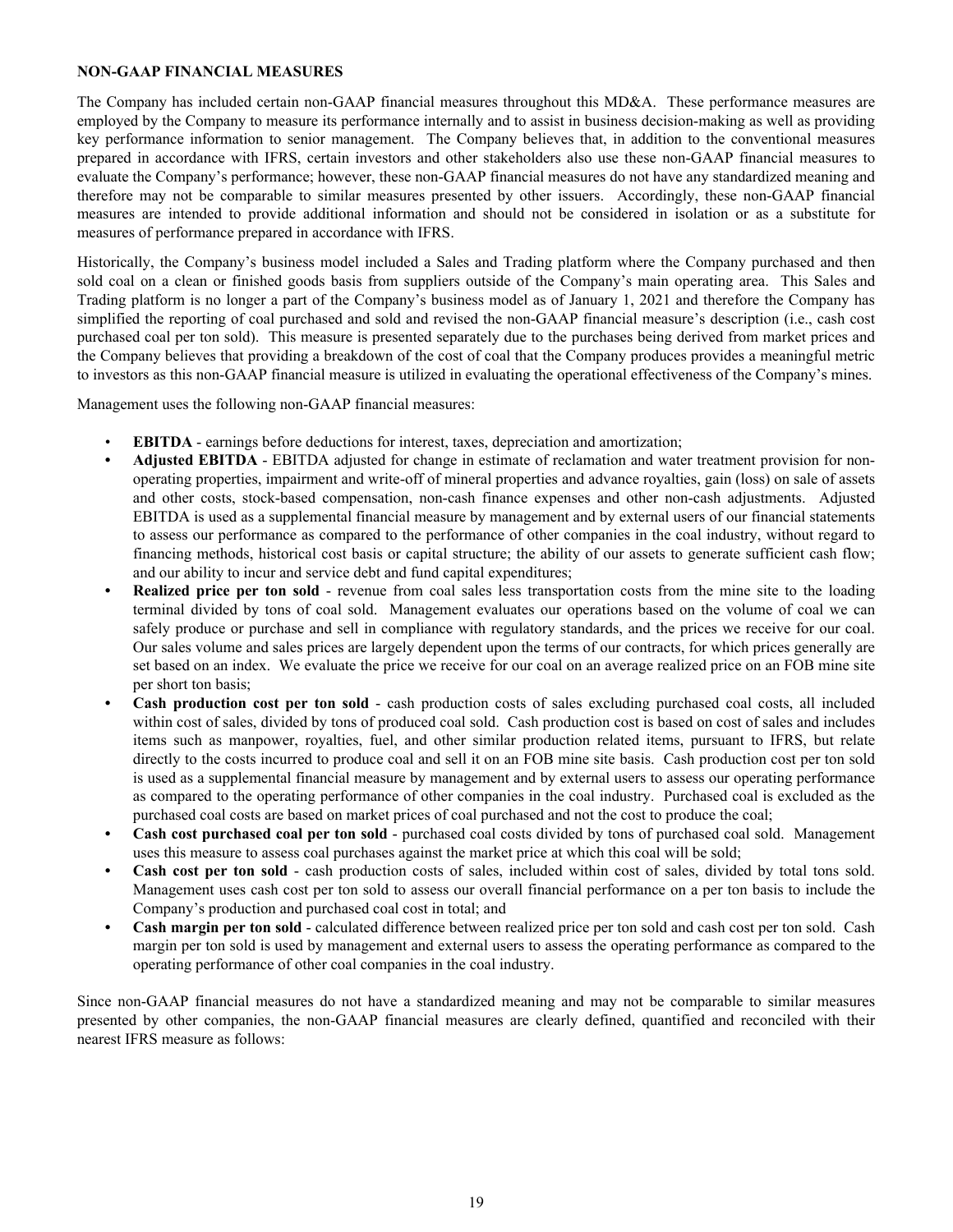**NON-GAAP FINANCIAL MEASURES**

The Company has included certain non-GAAP financial measures throughout this MD&A. These performance measures are employed by the Company to measure its performance internally and to assist in business decision-making as well as providing key performance information to senior management. The Company believes that, in addition to the conventional measures prepared in accordance with IFRS, certain investors and other stakeholders also use these non-GAAP financial measures to evaluate the Company's performance; however, these non-GAAP financial measures do not have any standardized meaning and therefore may not be comparable to similar measures presented by other issuers. Accordingly, these non-GAAP financial measures are intended to provide additional information and should not be considered in isolation or as a substitute for measures of performance prepared in accordance with IFRS.

Historically, the Company's business model included a Sales and Trading platform where the Company purchased and then sold coal on a clean or finished goods basis from suppliers outside of the Company's main operating area. This Sales and Trading platform is no longer a part of the Company's business model as of January 1, 2021 and therefore the Company has simplified the reporting of coal purchased and sold and revised the non-GAAP financial measure's description (i.e., cash cost purchased coal per ton sold). This measure is presented separately due to the purchases being derived from market prices and the Company believes that providing a breakdown of the cost of coal that the Company produces provides a meaningful metric to investors as this non-GAAP financial measure is utilized in evaluating the operational effectiveness of the Company's mines.

Management uses the following non-GAAP financial measures:

- **EBITDA** - earnings before deductions for interest, taxes, depreciation and amortization;
- **Adjusted EBITDA** - EBITDA adjusted for change in estimate of reclamation and water treatment provision for non-operating properties, impairment and write-off of mineral properties and advance royalties, gain (loss) on sale of assets and other costs, stock-based compensation, non-cash finance expenses and other non-cash adjustments. Adjusted EBITDA is used as a supplemental financial measure by management and by external users of our financial statements to assess our performance as compared to the performance of other companies in the coal industry, without regard to financing methods, historical cost basis or capital structure; the ability of our assets to generate sufficient cash flow; and our ability to incur and service debt and fund capital expenditures;
- **Realized price per ton sold** - revenue from coal sales less transportation costs from the mine site to the loading terminal divided by tons of coal sold. Management evaluates our operations based on the volume of coal we can safely produce or purchase and sell in compliance with regulatory standards, and the prices we receive for our coal. Our sales volume and sales prices are largely dependent upon the terms of our contracts, for which prices generally are set based on an index. We evaluate the price we receive for our coal on an average realized price on an FOB mine site per short ton basis;
- **Cash production cost per ton sold** - cash production costs of sales excluding purchased coal costs, all included within cost of sales, divided by tons of produced coal sold. Cash production cost is based on cost of sales and includes items such as manpower, royalties, fuel, and other similar production related items, pursuant to IFRS, but relate directly to the costs incurred to produce coal and sell it on an FOB mine site basis. Cash production cost per ton sold is used as a supplemental financial measure by management and by external users to assess our operating performance as compared to the operating performance of other companies in the coal industry. Purchased coal is excluded as the purchased coal costs are based on market prices of coal purchased and not the cost to produce the coal;
- **Cash cost purchased coal per ton sold** - purchased coal costs divided by tons of purchased coal sold. Management uses this measure to assess coal purchases against the market price at which this coal will be sold;
- **Cash cost per ton sold** - cash production costs of sales, included within cost of sales, divided by total tons sold. Management uses cash cost per ton sold to assess our overall financial performance on a per ton basis to include the Company's production and purchased coal cost in total; and
- **Cash margin per ton sold** - calculated difference between realized price per ton sold and cash cost per ton sold. Cash margin per ton sold is used by management and external users to assess the operating performance as compared to the operating performance of other coal companies in the coal industry.

Since non-GAAP financial measures do not have a standardized meaning and may not be comparable to similar measures presented by other companies, the non-GAAP financial measures are clearly defined, quantified and reconciled with their nearest IFRS measure as follows: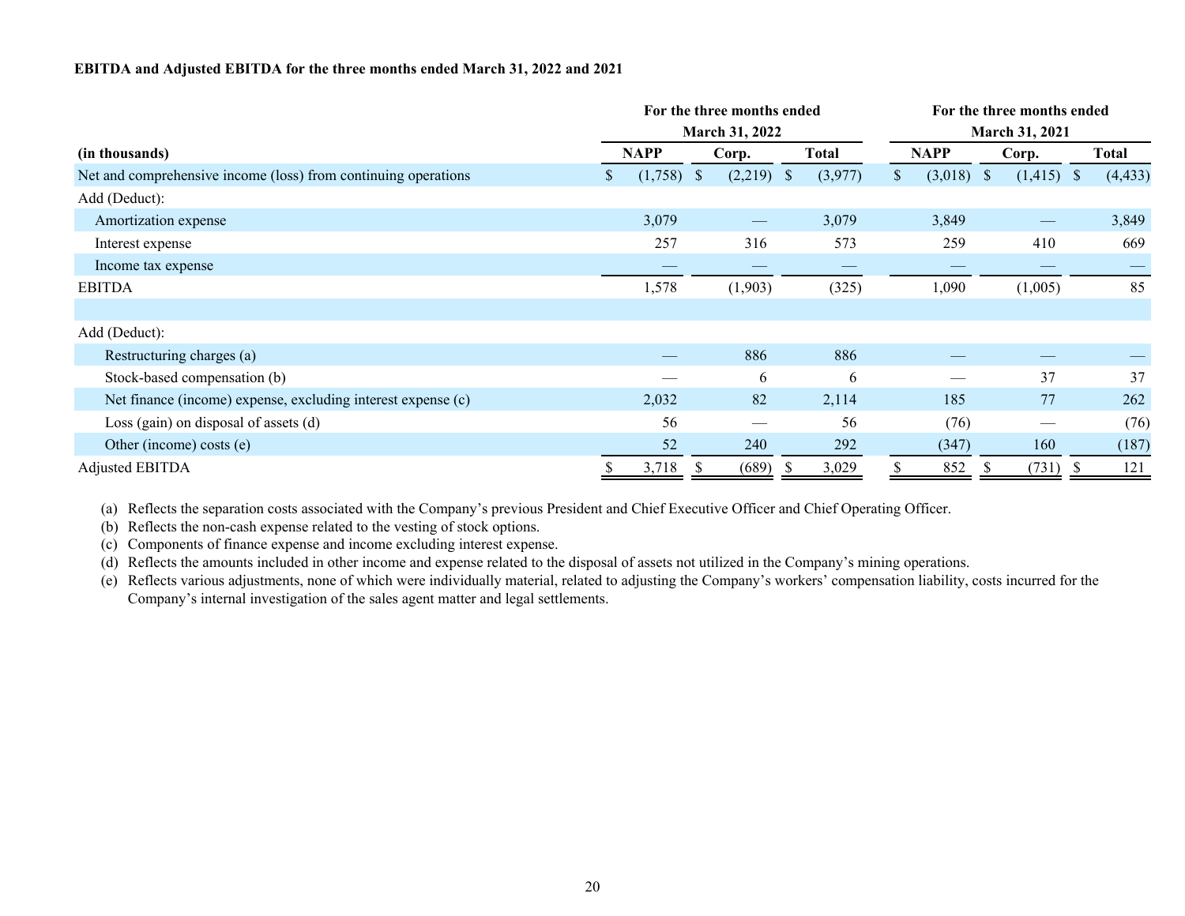**EBITDA and Adjusted EBITDA for the three months ended March 31, 2022 and 2021**

| | For the three months ended March 31, 2022 | | | For the three months ended March 31, 2021 | | |
|---|---|---|---|---|---|---|
| (in thousands) | NAPP | Corp. | Total | NAPP | Corp. | Total |
| Net and comprehensive income (loss) from continuing operations | $ (1,758) | $ (2,219) | $ (3,977) | $ (3,018) | $ (1,415) | $ (4,433) |
| Add (Deduct): | | | | | | |
| Amortization expense | 3,079 | — | 3,079 | 3,849 | — | 3,849 |
| Interest expense | 257 | 316 | 573 | 259 | 410 | 669 |
| Income tax expense | — | — | — | — | — | — |
| EBITDA | 1,578 | (1,903) | (325) | 1,090 | (1,005) | 85 |
| | | | | | | |
| Add (Deduct): | | | | | | |
| Restructuring charges (a) | — | 886 | 886 | — | — | — |
| Stock-based compensation (b) | — | 6 | 6 | — | 37 | 37 |
| Net finance (income) expense, excluding interest expense (c) | 2,032 | 82 | 2,114 | 185 | 77 | 262 |
| Loss (gain) on disposal of assets (d) | 56 | — | 56 | (76) | — | (76) |
| Other (income) costs (e) | 52 | 240 | 292 | (347) | 160 | (187) |
| Adjusted EBITDA | $ 3,718 | $ (689) | $ 3,029 | $ 852 | $ (731) | $ 121 |

(a) Reflects the separation costs associated with the Company's previous President and Chief Executive Officer and Chief Operating Officer.

(b) Reflects the non-cash expense related to the vesting of stock options.

(c) Components of finance expense and income excluding interest expense.

(d) Reflects the amounts included in other income and expense related to the disposal of assets not utilized in the Company's mining operations.

(e) Reflects various adjustments, none of which were individually material, related to adjusting the Company's workers' compensation liability, costs incurred for the Company's internal investigation of the sales agent matter and legal settlements.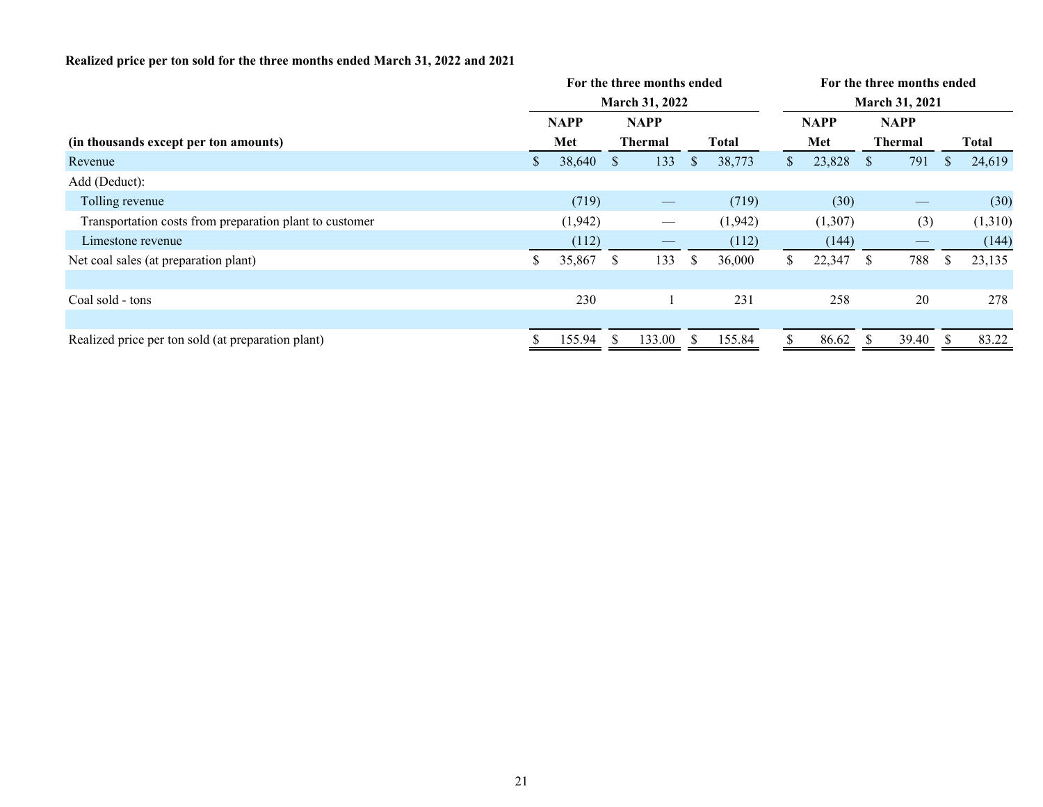**Realized price per ton sold for the three months ended March 31, 2022 and 2021**

| | For the three months ended March 31, 2022 | | | For the three months ended March 31, 2021 | | |
|---|---|---|---|---|---|---|
| (in thousands except per ton amounts) | NAPP Met | NAPP Thermal | Total | NAPP Met | NAPP Thermal | Total |
| Revenue | $ 38,640 | $ 133 | $ 38,773 | $ 23,828 | $ 791 | $ 24,619 |
| Add (Deduct): | | | | | | |
| Tolling revenue | (719) | — | (719) | (30) | — | (30) |
| Transportation costs from preparation plant to customer | (1,942) | — | (1,942) | (1,307) | (3) | (1,310) |
| Limestone revenue | (112) | — | (112) | (144) | — | (144) |
| Net coal sales (at preparation plant) | $ 35,867 | $ 133 | $ 36,000 | $ 22,347 | $ 788 | $ 23,135 |
| | | | | | | |
| Coal sold - tons | 230 | 1 | 231 | 258 | 20 | 278 |
| | | | | | | |
| Realized price per ton sold (at preparation plant) | $ 155.94 | $ 133.00 | $ 155.84 | $ 86.62 | $ 39.40 | $ 83.22 |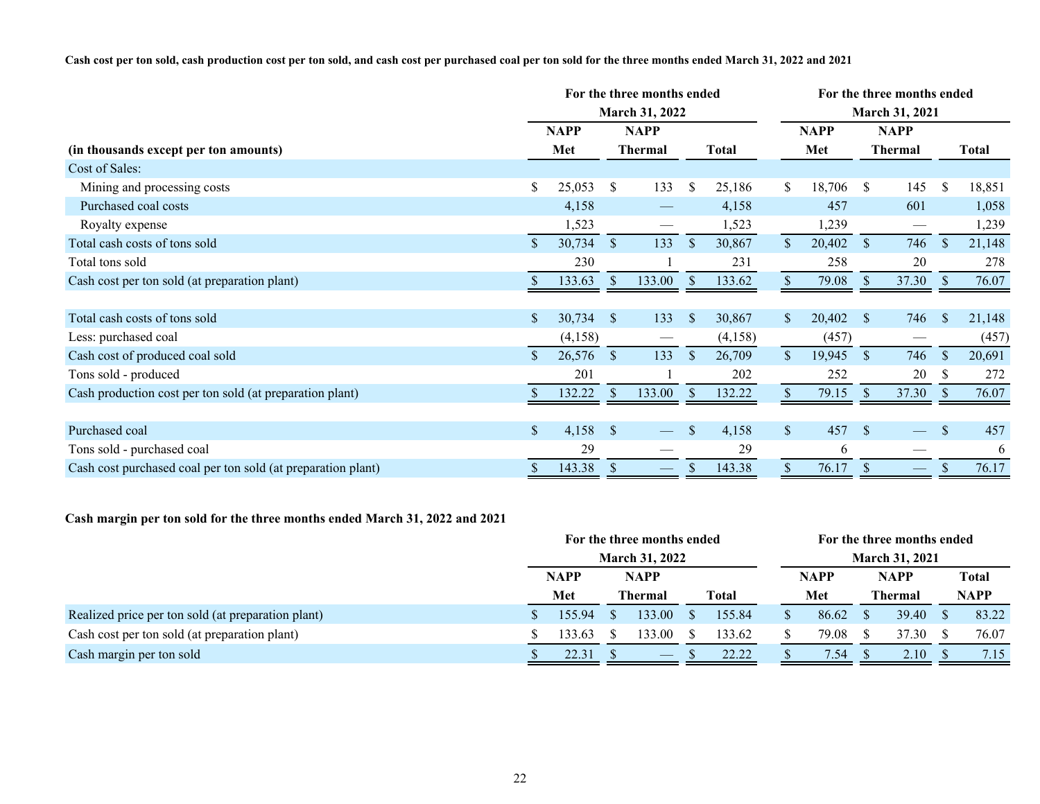**Cash cost per ton sold, cash production cost per ton sold, and cash cost per purchased coal per ton sold for the three months ended March 31, 2022 and 2021**

| (in thousands except per ton amounts) | For the three months ended March 31, 2022 | | | For the three months ended March 31, 2021 | | |
|---|---|---|---|---|---|---|
| | NAPP Met | NAPP Thermal | Total | NAPP Met | NAPP Thermal | Total |
| Cost of Sales: | | | | | | |
| Mining and processing costs | $ 25,053 | $ 133 | $ 25,186 | $ 18,706 | $ 145 | $ 18,851 |
| Purchased coal costs | 4,158 | — | 4,158 | 457 | 601 | 1,058 |
| Royalty expense | 1,523 | — | 1,523 | 1,239 | — | 1,239 |
| Total cash costs of tons sold | $ 30,734 | $ 133 | $ 30,867 | $ 20,402 | $ 746 | $ 21,148 |
| Total tons sold | 230 | 1 | 231 | 258 | 20 | 278 |
| Cash cost per ton sold (at preparation plant) | $ 133.63 | $ 133.00 | $ 133.62 | $ 79.08 | $ 37.30 | $ 76.07 |
| | | | | | | |
| Total cash costs of tons sold | $ 30,734 | $ 133 | $ 30,867 | $ 20,402 | $ 746 | $ 21,148 |
| Less: purchased coal | (4,158) | — | (4,158) | (457) | — | (457) |
| Cash cost of produced coal sold | $ 26,576 | $ 133 | $ 26,709 | $ 19,945 | $ 746 | $ 20,691 |
| Tons sold - produced | 201 | 1 | 202 | 252 | 20 | $ 272 |
| Cash production cost per ton sold (at preparation plant) | $ 132.22 | $ 133.00 | $ 132.22 | $ 79.15 | $ 37.30 | $ 76.07 |
| | | | | | | |
| Purchased coal | $ 4,158 | $ — | $ 4,158 | $ 457 | $ — | $ 457 |
| Tons sold - purchased coal | 29 | — | 29 | 6 | — | 6 |
| Cash cost purchased coal per ton sold (at preparation plant) | $ 143.38 | $ — | $ 143.38 | $ 76.17 | $ — | $ 76.17 |

**Cash margin per ton sold for the three months ended March 31, 2022 and 2021**

| | For the three months ended March 31, 2022 | | | For the three months ended March 31, 2021 | | |
|---|---|---|---|---|---|---|
| | NAPP Met | NAPP Thermal | Total | NAPP Met | NAPP Thermal | Total NAPP |
| Realized price per ton sold (at preparation plant) | $ 155.94 | $ 133.00 | $ 155.84 | $ 86.62 | $ 39.40 | $ 83.22 |
| Cash cost per ton sold (at preparation plant) | $ 133.63 | $ 133.00 | $ 133.62 | $ 79.08 | $ 37.30 | $ 76.07 |
| Cash margin per ton sold | $ 22.31 | $ — | $ 22.22 | $ 7.54 | $ 2.10 | $ 7.15 |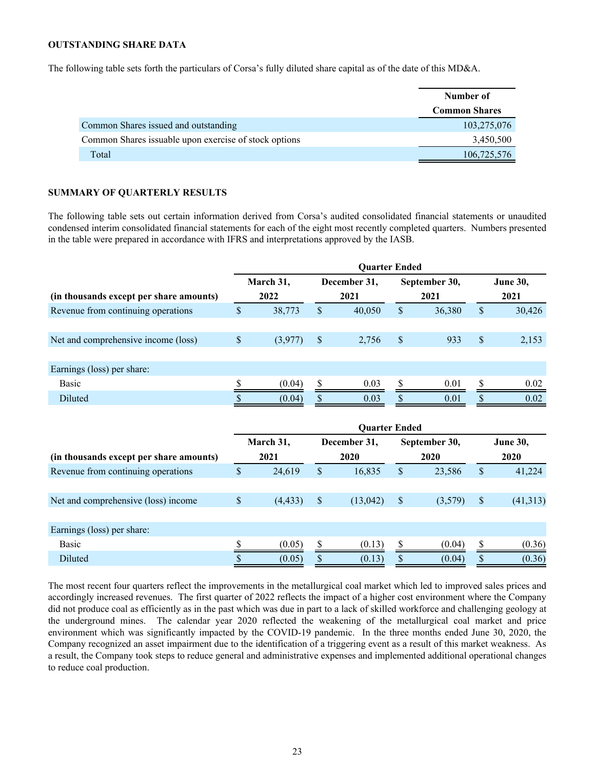### OUTSTANDING SHARE DATA

The following table sets forth the particulars of Corsa's fully diluted share capital as of the date of this MD&A.

| | Number of Common Shares |
|---|---|
| Common Shares issued and outstanding | 103,275,076 |
| Common Shares issuable upon exercise of stock options | 3,450,500 |
| Total | 106,725,576 |

### SUMMARY OF QUARTERLY RESULTS

The following table sets out certain information derived from Corsa's audited consolidated financial statements or unaudited condensed interim consolidated financial statements for each of the eight most recently completed quarters. Numbers presented in the table were prepared in accordance with IFRS and interpretations approved by the IASB.

| | Quarter Ended | | | |
|---|---|---|---|---|
| (in thousands except per share amounts) | March 31, 2022 | December 31, 2021 | September 30, 2021 | June 30, 2021 |
| Revenue from continuing operations | $ 38,773 | $ 40,050 | $ 36,380 | $ 30,426 |
| Net and comprehensive income (loss) | $ (3,977) | $ 2,756 | $ 933 | $ 2,153 |
| Earnings (loss) per share: | | | | |
| Basic | $ (0.04) | $ 0.03 | $ 0.01 | $ 0.02 |
| Diluted | $ (0.04) | $ 0.03 | $ 0.01 | $ 0.02 |

| | Quarter Ended | | | |
|---|---|---|---|---|
| (in thousands except per share amounts) | March 31, 2021 | December 31, 2020 | September 30, 2020 | June 30, 2020 |
| Revenue from continuing operations | $ 24,619 | $ 16,835 | $ 23,586 | $ 41,224 |
| Net and comprehensive (loss) income | $ (4,433) | $ (13,042) | $ (3,579) | $ (41,313) |
| Earnings (loss) per share: | | | | |
| Basic | $ (0.05) | $ (0.13) | $ (0.04) | $ (0.36) |
| Diluted | $ (0.05) | $ (0.13) | $ (0.04) | $ (0.36) |

The most recent four quarters reflect the improvements in the metallurgical coal market which led to improved sales prices and accordingly increased revenues. The first quarter of 2022 reflects the impact of a higher cost environment where the Company did not produce coal as efficiently as in the past which was due in part to a lack of skilled workforce and challenging geology at the underground mines. The calendar year 2020 reflected the weakening of the metallurgical coal market and price environment which was significantly impacted by the COVID-19 pandemic. In the three months ended June 30, 2020, the Company recognized an asset impairment due to the identification of a triggering event as a result of this market weakness. As a result, the Company took steps to reduce general and administrative expenses and implemented additional operational changes to reduce coal production.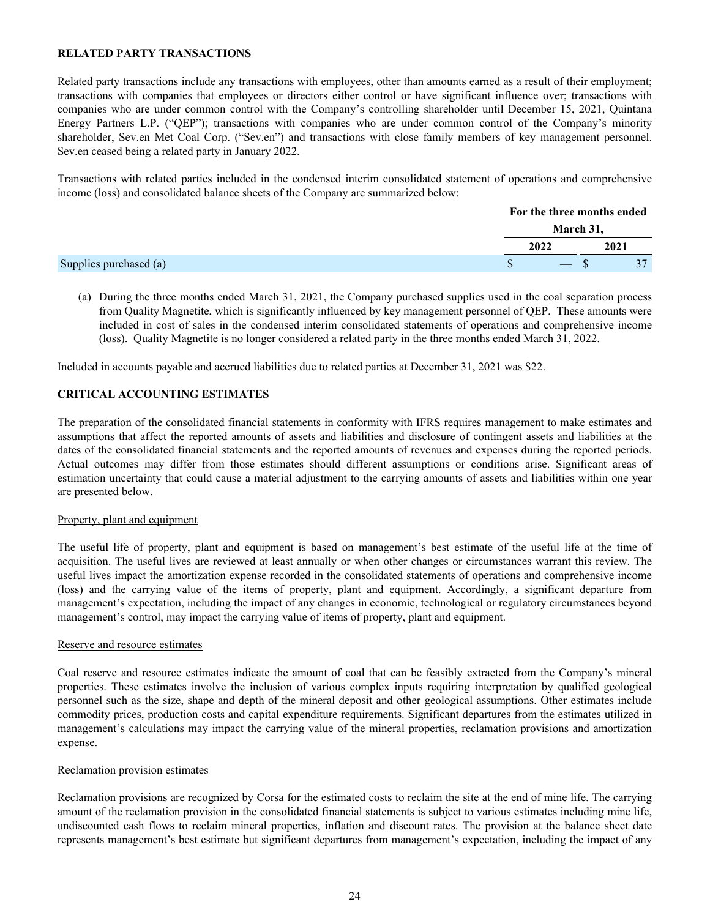**RELATED PARTY TRANSACTIONS**

Related party transactions include any transactions with employees, other than amounts earned as a result of their employment; transactions with companies that employees or directors either control or have significant influence over; transactions with companies who are under common control with the Company's controlling shareholder until December 15, 2021, Quintana Energy Partners L.P. ("QEP"); transactions with companies who are under common control of the Company's minority shareholder, Sev.en Met Coal Corp. ("Sev.en") and transactions with close family members of key management personnel. Sev.en ceased being a related party in January 2022.

Transactions with related parties included in the condensed interim consolidated statement of operations and comprehensive income (loss) and consolidated balance sheets of the Company are summarized below:

| | For the three months ended March 31, | |
|---|---|---|
| | 2022 | 2021 |
| Supplies purchased (a) | $ — | $ 37 |

(a) During the three months ended March 31, 2021, the Company purchased supplies used in the coal separation process from Quality Magnetite, which is significantly influenced by key management personnel of QEP. These amounts were included in cost of sales in the condensed interim consolidated statements of operations and comprehensive income (loss). Quality Magnetite is no longer considered a related party in the three months ended March 31, 2022.

Included in accounts payable and accrued liabilities due to related parties at December 31, 2021 was $22.

**CRITICAL ACCOUNTING ESTIMATES**

The preparation of the consolidated financial statements in conformity with IFRS requires management to make estimates and assumptions that affect the reported amounts of assets and liabilities and disclosure of contingent assets and liabilities at the dates of the consolidated financial statements and the reported amounts of revenues and expenses during the reported periods. Actual outcomes may differ from those estimates should different assumptions or conditions arise. Significant areas of estimation uncertainty that could cause a material adjustment to the carrying amounts of assets and liabilities within one year are presented below.

Property, plant and equipment

The useful life of property, plant and equipment is based on management's best estimate of the useful life at the time of acquisition. The useful lives are reviewed at least annually or when other changes or circumstances warrant this review. The useful lives impact the amortization expense recorded in the consolidated statements of operations and comprehensive income (loss) and the carrying value of the items of property, plant and equipment. Accordingly, a significant departure from management's expectation, including the impact of any changes in economic, technological or regulatory circumstances beyond management's control, may impact the carrying value of items of property, plant and equipment.

Reserve and resource estimates

Coal reserve and resource estimates indicate the amount of coal that can be feasibly extracted from the Company's mineral properties. These estimates involve the inclusion of various complex inputs requiring interpretation by qualified geological personnel such as the size, shape and depth of the mineral deposit and other geological assumptions. Other estimates include commodity prices, production costs and capital expenditure requirements. Significant departures from the estimates utilized in management's calculations may impact the carrying value of the mineral properties, reclamation provisions and amortization expense.

Reclamation provision estimates

Reclamation provisions are recognized by Corsa for the estimated costs to reclaim the site at the end of mine life. The carrying amount of the reclamation provision in the consolidated financial statements is subject to various estimates including mine life, undiscounted cash flows to reclaim mineral properties, inflation and discount rates. The provision at the balance sheet date represents management's best estimate but significant departures from management's expectation, including the impact of any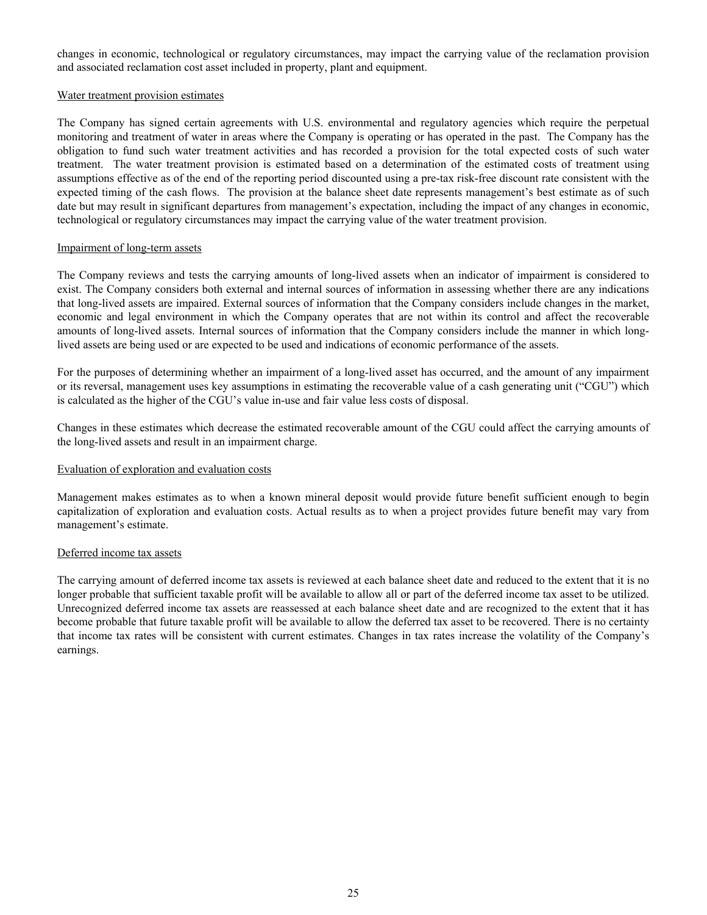changes in economic, technological or regulatory circumstances, may impact the carrying value of the reclamation provision and associated reclamation cost asset included in property, plant and equipment.

Water treatment provision estimates

The Company has signed certain agreements with U.S. environmental and regulatory agencies which require the perpetual monitoring and treatment of water in areas where the Company is operating or has operated in the past. The Company has the obligation to fund such water treatment activities and has recorded a provision for the total expected costs of such water treatment. The water treatment provision is estimated based on a determination of the estimated costs of treatment using assumptions effective as of the end of the reporting period discounted using a pre-tax risk-free discount rate consistent with the expected timing of the cash flows. The provision at the balance sheet date represents management's best estimate as of such date but may result in significant departures from management's expectation, including the impact of any changes in economic, technological or regulatory circumstances may impact the carrying value of the water treatment provision.

Impairment of long-term assets

The Company reviews and tests the carrying amounts of long-lived assets when an indicator of impairment is considered to exist. The Company considers both external and internal sources of information in assessing whether there are any indications that long-lived assets are impaired. External sources of information that the Company considers include changes in the market, economic and legal environment in which the Company operates that are not within its control and affect the recoverable amounts of long-lived assets. Internal sources of information that the Company considers include the manner in which long-lived assets are being used or are expected to be used and indications of economic performance of the assets.

For the purposes of determining whether an impairment of a long-lived asset has occurred, and the amount of any impairment or its reversal, management uses key assumptions in estimating the recoverable value of a cash generating unit ("CGU") which is calculated as the higher of the CGU's value in-use and fair value less costs of disposal.

Changes in these estimates which decrease the estimated recoverable amount of the CGU could affect the carrying amounts of the long-lived assets and result in an impairment charge.

Evaluation of exploration and evaluation costs

Management makes estimates as to when a known mineral deposit would provide future benefit sufficient enough to begin capitalization of exploration and evaluation costs. Actual results as to when a project provides future benefit may vary from management's estimate.

Deferred income tax assets

The carrying amount of deferred income tax assets is reviewed at each balance sheet date and reduced to the extent that it is no longer probable that sufficient taxable profit will be available to allow all or part of the deferred income tax asset to be utilized. Unrecognized deferred income tax assets are reassessed at each balance sheet date and are recognized to the extent that it has become probable that future taxable profit will be available to allow the deferred tax asset to be recovered. There is no certainty that income tax rates will be consistent with current estimates. Changes in tax rates increase the volatility of the Company's earnings.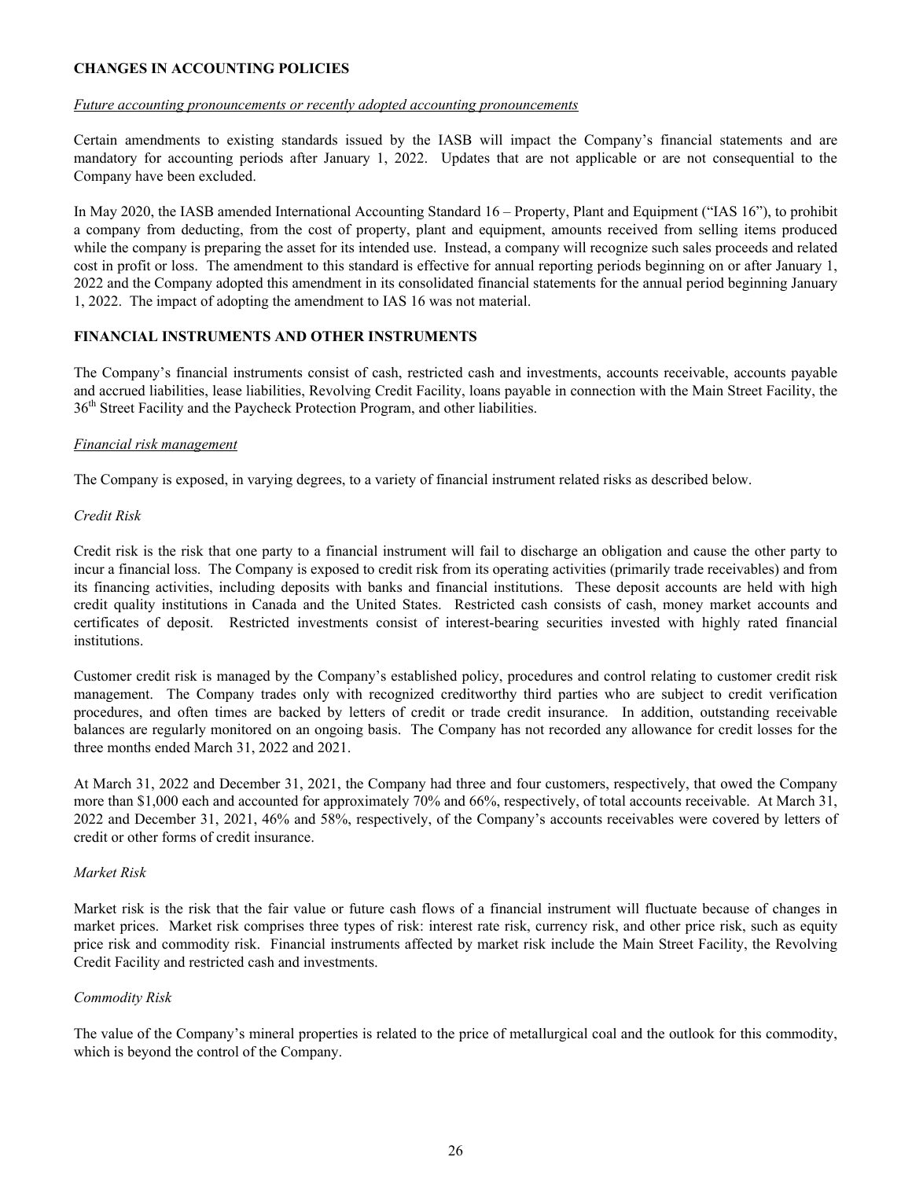## CHANGES IN ACCOUNTING POLICIES

*Future accounting pronouncements or recently adopted accounting pronouncements*

Certain amendments to existing standards issued by the IASB will impact the Company's financial statements and are mandatory for accounting periods after January 1, 2022. Updates that are not applicable or are not consequential to the Company have been excluded.

In May 2020, the IASB amended International Accounting Standard 16 – Property, Plant and Equipment ("IAS 16"), to prohibit a company from deducting, from the cost of property, plant and equipment, amounts received from selling items produced while the company is preparing the asset for its intended use. Instead, a company will recognize such sales proceeds and related cost in profit or loss. The amendment to this standard is effective for annual reporting periods beginning on or after January 1, 2022 and the Company adopted this amendment in its consolidated financial statements for the annual period beginning January 1, 2022. The impact of adopting the amendment to IAS 16 was not material.

## FINANCIAL INSTRUMENTS AND OTHER INSTRUMENTS

The Company's financial instruments consist of cash, restricted cash and investments, accounts receivable, accounts payable and accrued liabilities, lease liabilities, Revolving Credit Facility, loans payable in connection with the Main Street Facility, the 36th Street Facility and the Paycheck Protection Program, and other liabilities.

*Financial risk management*

The Company is exposed, in varying degrees, to a variety of financial instrument related risks as described below.

*Credit Risk*

Credit risk is the risk that one party to a financial instrument will fail to discharge an obligation and cause the other party to incur a financial loss. The Company is exposed to credit risk from its operating activities (primarily trade receivables) and from its financing activities, including deposits with banks and financial institutions. These deposit accounts are held with high credit quality institutions in Canada and the United States. Restricted cash consists of cash, money market accounts and certificates of deposit. Restricted investments consist of interest-bearing securities invested with highly rated financial institutions.

Customer credit risk is managed by the Company's established policy, procedures and control relating to customer credit risk management. The Company trades only with recognized creditworthy third parties who are subject to credit verification procedures, and often times are backed by letters of credit or trade credit insurance. In addition, outstanding receivable balances are regularly monitored on an ongoing basis. The Company has not recorded any allowance for credit losses for the three months ended March 31, 2022 and 2021.

At March 31, 2022 and December 31, 2021, the Company had three and four customers, respectively, that owed the Company more than $1,000 each and accounted for approximately 70% and 66%, respectively, of total accounts receivable. At March 31, 2022 and December 31, 2021, 46% and 58%, respectively, of the Company's accounts receivables were covered by letters of credit or other forms of credit insurance.

*Market Risk*

Market risk is the risk that the fair value or future cash flows of a financial instrument will fluctuate because of changes in market prices. Market risk comprises three types of risk: interest rate risk, currency risk, and other price risk, such as equity price risk and commodity risk. Financial instruments affected by market risk include the Main Street Facility, the Revolving Credit Facility and restricted cash and investments.

*Commodity Risk*

The value of the Company's mineral properties is related to the price of metallurgical coal and the outlook for this commodity, which is beyond the control of the Company.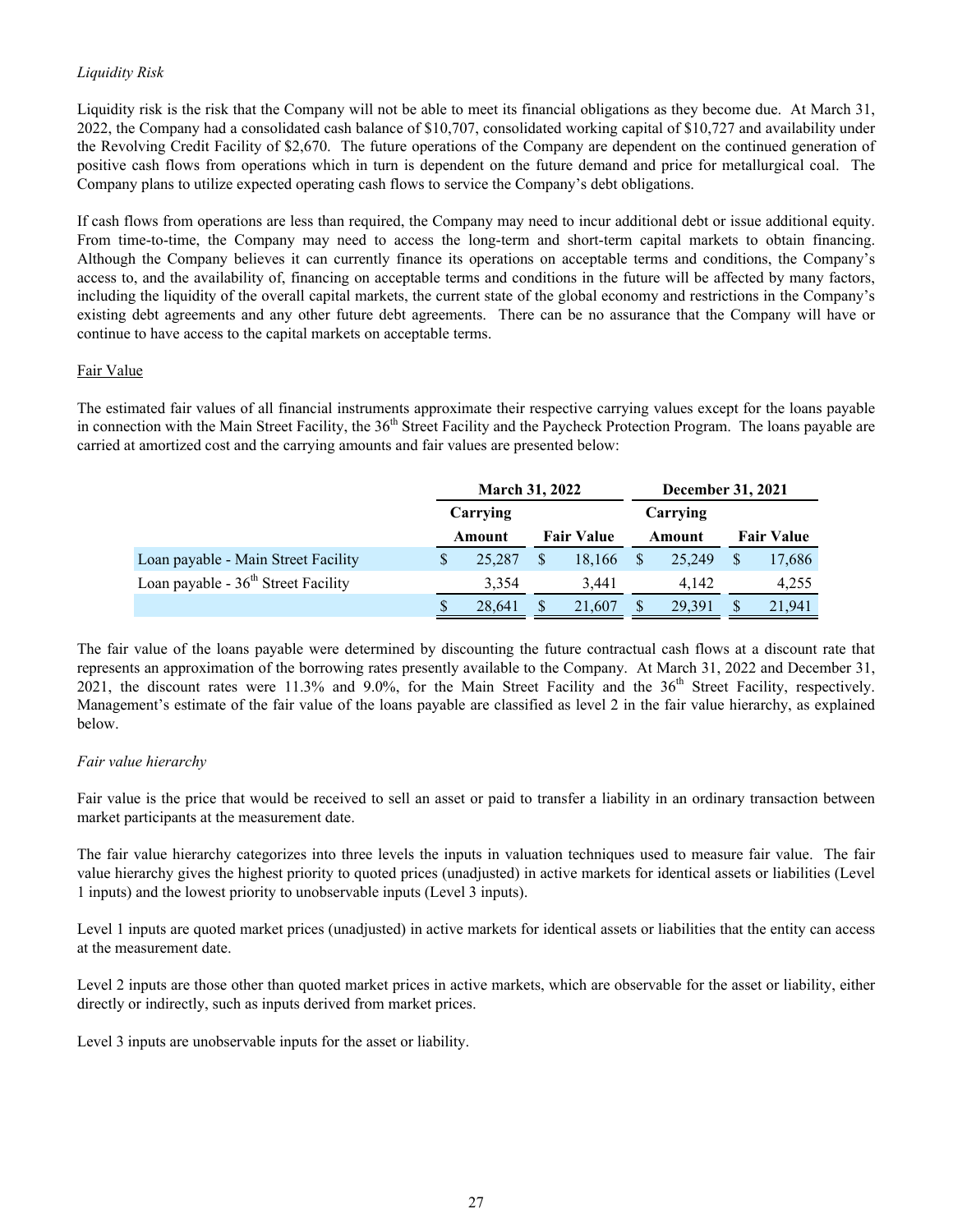*Liquidity Risk*

Liquidity risk is the risk that the Company will not be able to meet its financial obligations as they become due. At March 31, 2022, the Company had a consolidated cash balance of $10,707, consolidated working capital of $10,727 and availability under the Revolving Credit Facility of $2,670. The future operations of the Company are dependent on the continued generation of positive cash flows from operations which in turn is dependent on the future demand and price for metallurgical coal. The Company plans to utilize expected operating cash flows to service the Company's debt obligations.

If cash flows from operations are less than required, the Company may need to incur additional debt or issue additional equity. From time-to-time, the Company may need to access the long-term and short-term capital markets to obtain financing. Although the Company believes it can currently finance its operations on acceptable terms and conditions, the Company's access to, and the availability of, financing on acceptable terms and conditions in the future will be affected by many factors, including the liquidity of the overall capital markets, the current state of the global economy and restrictions in the Company's existing debt agreements and any other future debt agreements. There can be no assurance that the Company will have or continue to have access to the capital markets on acceptable terms.

Fair Value

The estimated fair values of all financial instruments approximate their respective carrying values except for the loans payable in connection with the Main Street Facility, the 36th Street Facility and the Paycheck Protection Program. The loans payable are carried at amortized cost and the carrying amounts and fair values are presented below:

| | March 31, 2022 | | December 31, 2021 | |
|---|---|---|---|---|
| | Carrying Amount | Fair Value | Carrying Amount | Fair Value |
| Loan payable - Main Street Facility | $ 25,287 | $ 18,166 | $ 25,249 | $ 17,686 |
| Loan payable - 36th Street Facility | 3,354 | 3,441 | 4,142 | 4,255 |
| | $ 28,641 | $ 21,607 | $ 29,391 | $ 21,941 |

The fair value of the loans payable were determined by discounting the future contractual cash flows at a discount rate that represents an approximation of the borrowing rates presently available to the Company. At March 31, 2022 and December 31, 2021, the discount rates were 11.3% and 9.0%, for the Main Street Facility and the 36th Street Facility, respectively. Management's estimate of the fair value of the loans payable are classified as level 2 in the fair value hierarchy, as explained below.

*Fair value hierarchy*

Fair value is the price that would be received to sell an asset or paid to transfer a liability in an ordinary transaction between market participants at the measurement date.

The fair value hierarchy categorizes into three levels the inputs in valuation techniques used to measure fair value. The fair value hierarchy gives the highest priority to quoted prices (unadjusted) in active markets for identical assets or liabilities (Level 1 inputs) and the lowest priority to unobservable inputs (Level 3 inputs).

Level 1 inputs are quoted market prices (unadjusted) in active markets for identical assets or liabilities that the entity can access at the measurement date.

Level 2 inputs are those other than quoted market prices in active markets, which are observable for the asset or liability, either directly or indirectly, such as inputs derived from market prices.

Level 3 inputs are unobservable inputs for the asset or liability.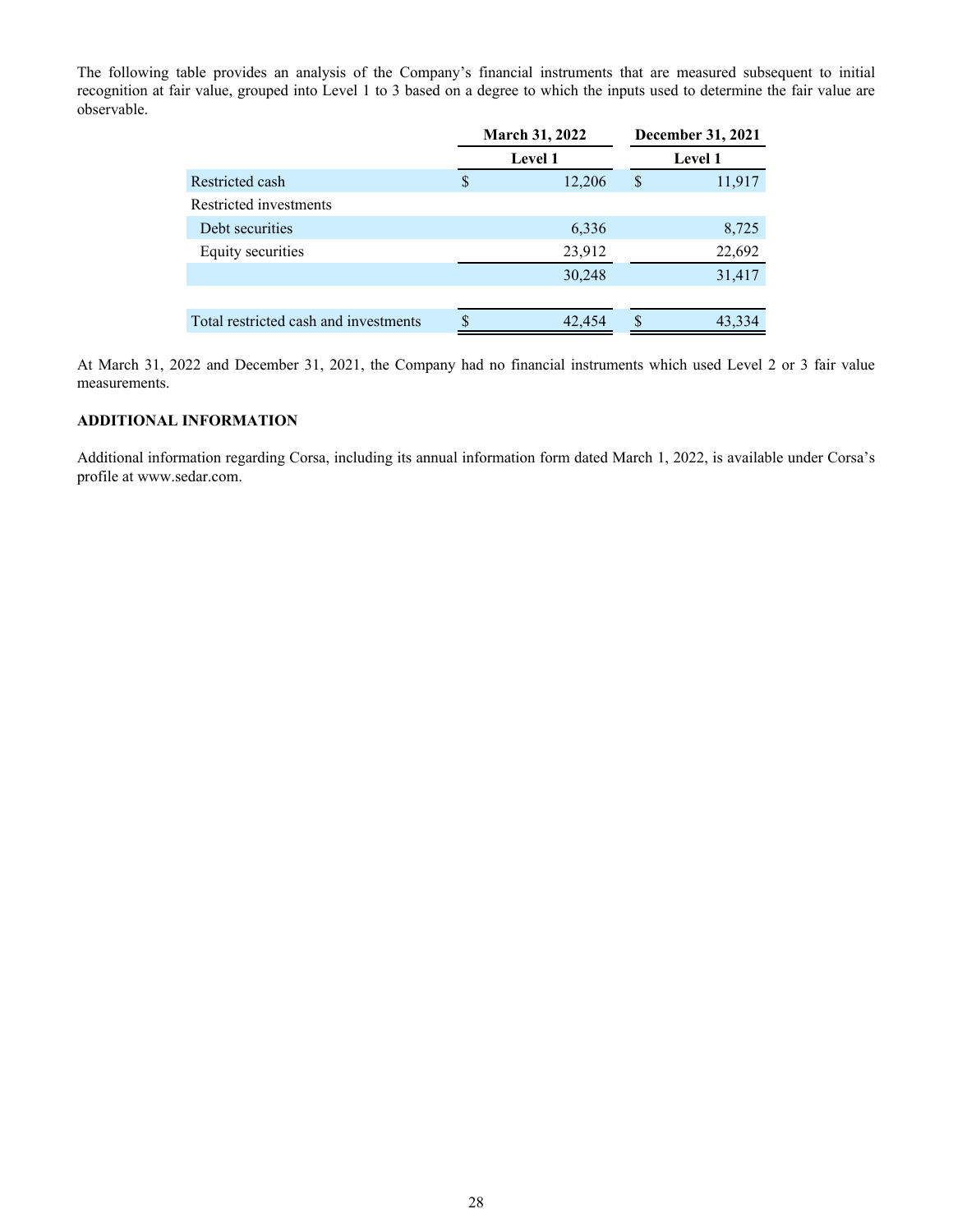The following table provides an analysis of the Company's financial instruments that are measured subsequent to initial recognition at fair value, grouped into Level 1 to 3 based on a degree to which the inputs used to determine the fair value are observable.

| | March 31, 2022 | December 31, 2021 |
|---|---|---|
| | Level 1 | Level 1 |
| Restricted cash | $ 12,206 | $ 11,917 |
| Restricted investments | | |
| Debt securities | 6,336 | 8,725 |
| Equity securities | 23,912 | 22,692 |
| | 30,248 | 31,417 |
| Total restricted cash and investments | $ 42,454 | $ 43,334 |

At March 31, 2022 and December 31, 2021, the Company had no financial instruments which used Level 2 or 3 fair value measurements.

**ADDITIONAL INFORMATION**

Additional information regarding Corsa, including its annual information form dated March 1, 2022, is available under Corsa's profile at www.sedar.com.